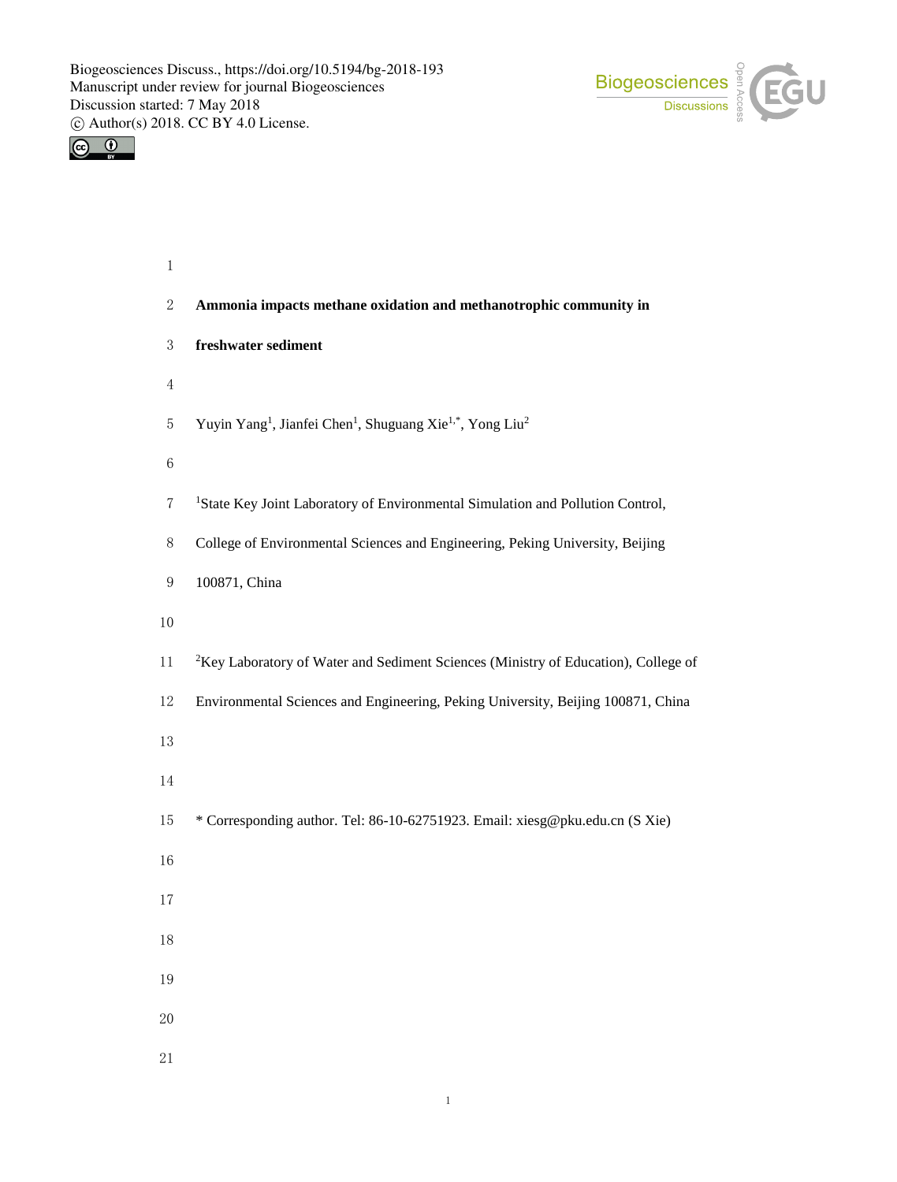# Ammonia impacts methane oxidation and methanotrophic community in freshwater sediment

Yuyin Yang[1], Jianfei Chen[1], Shuguang Xie[1,*], Yong Liu[2]

[1]State Key Joint Laboratory of Environmental Simulation and Pollution Control, College of Environmental Sciences and Engineering, Peking University, Beijing 100871, China

[2]Key Laboratory of Water and Sediment Sciences (Ministry of Education), College of Environmental Sciences and Engineering, Peking University, Beijing 100871, China

* Corresponding author. Tel: 86-10-62751923. Email: xiesg@pku.edu.cn (S Xie)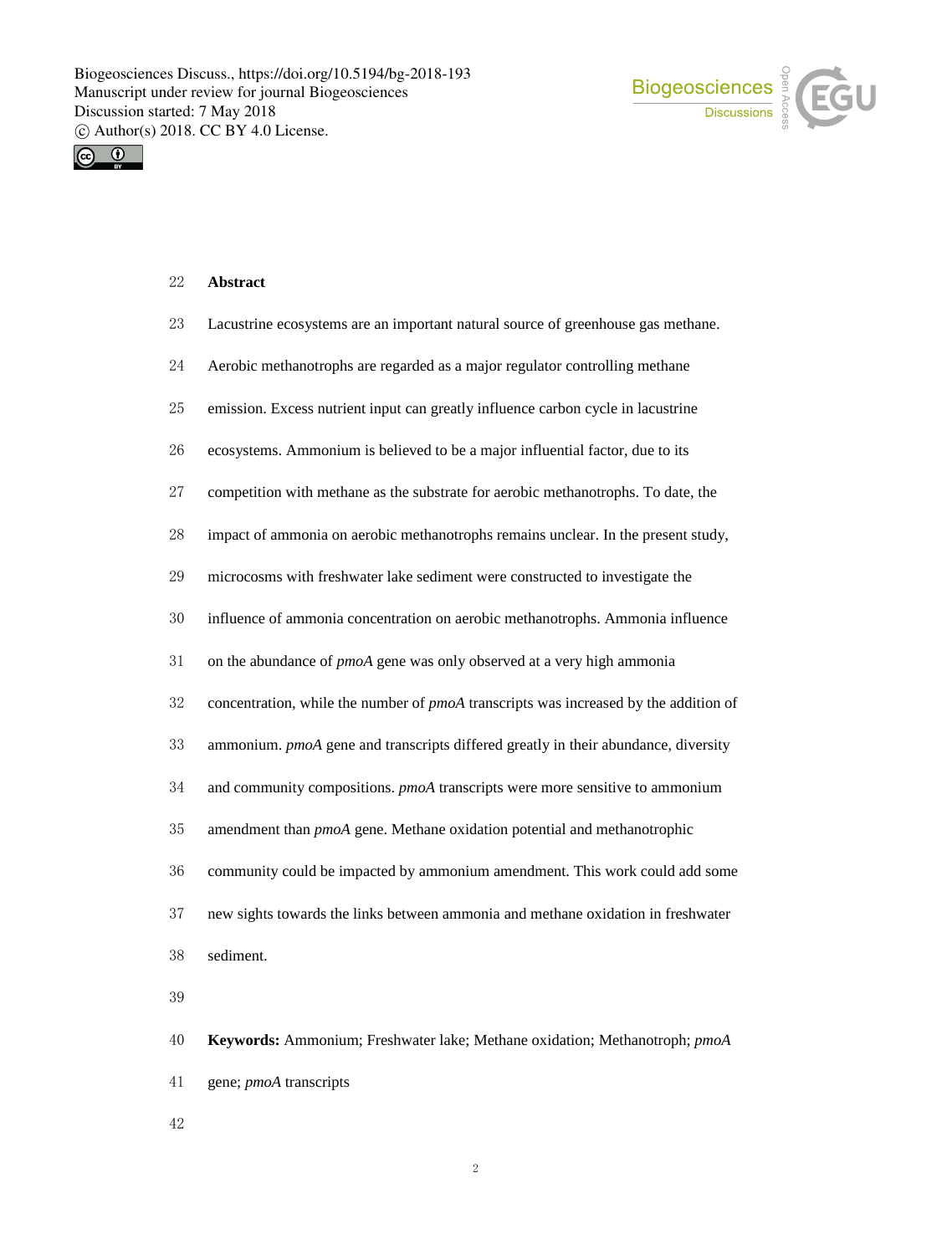## Abstract

Lacustrine ecosystems are an important natural source of greenhouse gas methane. Aerobic methanotrophs are regarded as a major regulator controlling methane emission. Excess nutrient input can greatly influence carbon cycle in lacustrine ecosystems. Ammonium is believed to be a major influential factor, due to its competition with methane as the substrate for aerobic methanotrophs. To date, the impact of ammonia on aerobic methanotrophs remains unclear. In the present study, microcosms with freshwater lake sediment were constructed to investigate the influence of ammonia concentration on aerobic methanotrophs. Ammonia influence on the abundance of *pmoA* gene was only observed at a very high ammonia concentration, while the number of *pmoA* transcripts was increased by the addition of ammonium. *pmoA* gene and transcripts differed greatly in their abundance, diversity and community compositions. *pmoA* transcripts were more sensitive to ammonium amendment than *pmoA* gene. Methane oxidation potential and methanotrophic community could be impacted by ammonium amendment. This work could add some new sights towards the links between ammonia and methane oxidation in freshwater sediment.

**Keywords:** Ammonium; Freshwater lake; Methane oxidation; Methanotroph; *pmoA* gene; *pmoA* transcripts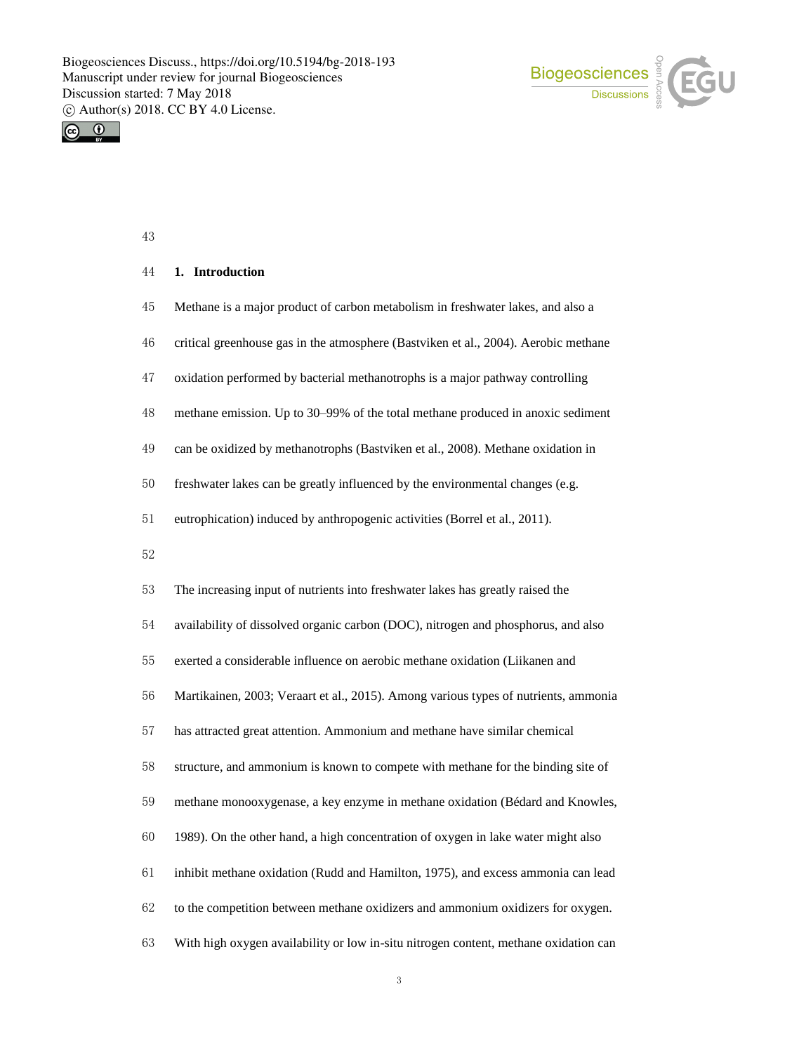## 1. Introduction

Methane is a major product of carbon metabolism in freshwater lakes, and also a critical greenhouse gas in the atmosphere (Bastviken et al., 2004). Aerobic methane oxidation performed by bacterial methanotrophs is a major pathway controlling methane emission. Up to 30–99% of the total methane produced in anoxic sediment can be oxidized by methanotrophs (Bastviken et al., 2008). Methane oxidation in freshwater lakes can be greatly influenced by the environmental changes (e.g. eutrophication) induced by anthropogenic activities (Borrel et al., 2011).

The increasing input of nutrients into freshwater lakes has greatly raised the availability of dissolved organic carbon (DOC), nitrogen and phosphorus, and also exerted a considerable influence on aerobic methane oxidation (Liikanen and Martikainen, 2003; Veraart et al., 2015). Among various types of nutrients, ammonia has attracted great attention. Ammonium and methane have similar chemical structure, and ammonium is known to compete with methane for the binding site of methane monooxygenase, a key enzyme in methane oxidation (Bédard and Knowles, 1989). On the other hand, a high concentration of oxygen in lake water might also inhibit methane oxidation (Rudd and Hamilton, 1975), and excess ammonia can lead to the competition between methane oxidizers and ammonium oxidizers for oxygen. With high oxygen availability or low in-situ nitrogen content, methane oxidation can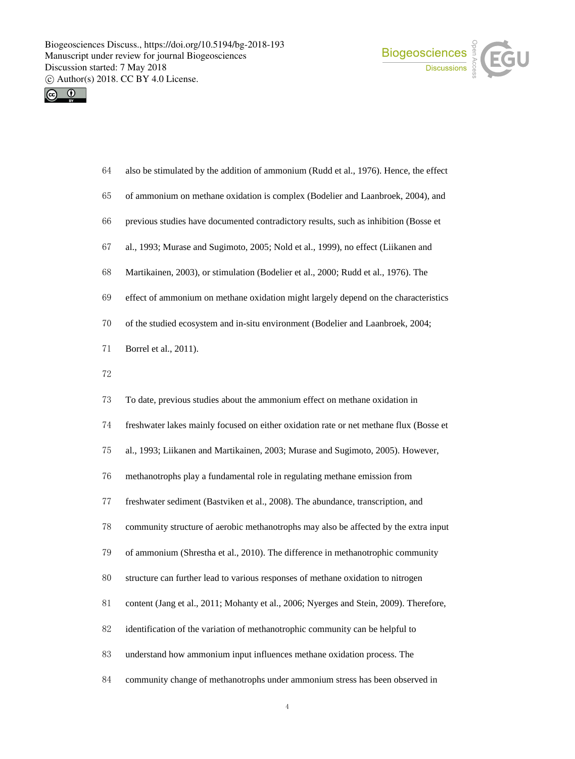also be stimulated by the addition of ammonium (Rudd et al., 1976). Hence, the effect of ammonium on methane oxidation is complex (Bodelier and Laanbroek, 2004), and previous studies have documented contradictory results, such as inhibition (Bosse et al., 1993; Murase and Sugimoto, 2005; Nold et al., 1999), no effect (Liikanen and Martikainen, 2003), or stimulation (Bodelier et al., 2000; Rudd et al., 1976). The effect of ammonium on methane oxidation might largely depend on the characteristics of the studied ecosystem and in-situ environment (Bodelier and Laanbroek, 2004; Borrel et al., 2011).

To date, previous studies about the ammonium effect on methane oxidation in freshwater lakes mainly focused on either oxidation rate or net methane flux (Bosse et al., 1993; Liikanen and Martikainen, 2003; Murase and Sugimoto, 2005). However, methanotrophs play a fundamental role in regulating methane emission from freshwater sediment (Bastviken et al., 2008). The abundance, transcription, and community structure of aerobic methanotrophs may also be affected by the extra input of ammonium (Shrestha et al., 2010). The difference in methanotrophic community structure can further lead to various responses of methane oxidation to nitrogen content (Jang et al., 2011; Mohanty et al., 2006; Nyerges and Stein, 2009). Therefore, identification of the variation of methanotrophic community can be helpful to understand how ammonium input influences methane oxidation process. The community change of methanotrophs under ammonium stress has been observed in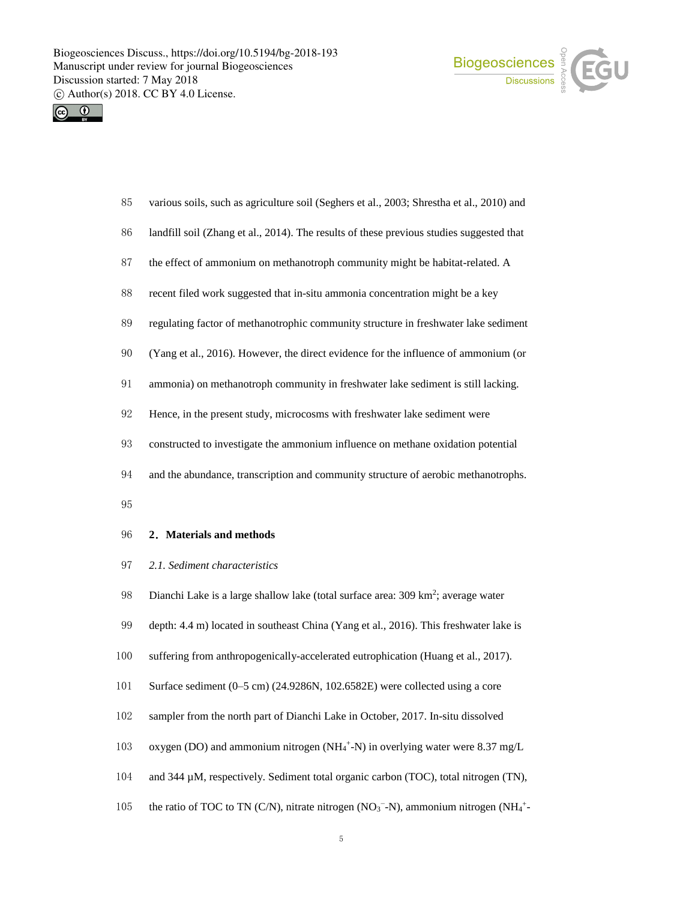various soils, such as agriculture soil (Seghers et al., 2003; Shrestha et al., 2010) and landfill soil (Zhang et al., 2014). The results of these previous studies suggested that the effect of ammonium on methanotroph community might be habitat-related. A recent filed work suggested that in-situ ammonia concentration might be a key regulating factor of methanotrophic community structure in freshwater lake sediment (Yang et al., 2016). However, the direct evidence for the influence of ammonium (or ammonia) on methanotroph community in freshwater lake sediment is still lacking. Hence, in the present study, microcosms with freshwater lake sediment were constructed to investigate the ammonium influence on methane oxidation potential and the abundance, transcription and community structure of aerobic methanotrophs.

## 2. Materials and methods

### *2.1. Sediment characteristics*

Dianchi Lake is a large shallow lake (total surface area: 309 $km^2$; average water depth: 4.4 m) located in southeast China (Yang et al., 2016). This freshwater lake is suffering from anthropogenically-accelerated eutrophication (Huang et al., 2017). Surface sediment (0–5 cm) (24.9286N, 102.6582E) were collected using a core sampler from the north part of Dianchi Lake in October, 2017. In-situ dissolved oxygen (DO) and ammonium nitrogen ($NH_4^+$-N) in overlying water were 8.37 mg/L and 344 μM, respectively. Sediment total organic carbon (TOC), total nitrogen (TN), the ratio of TOC to TN (C/N), nitrate nitrogen ($NO_3^-$-N), ammonium nitrogen ($NH_4^+$-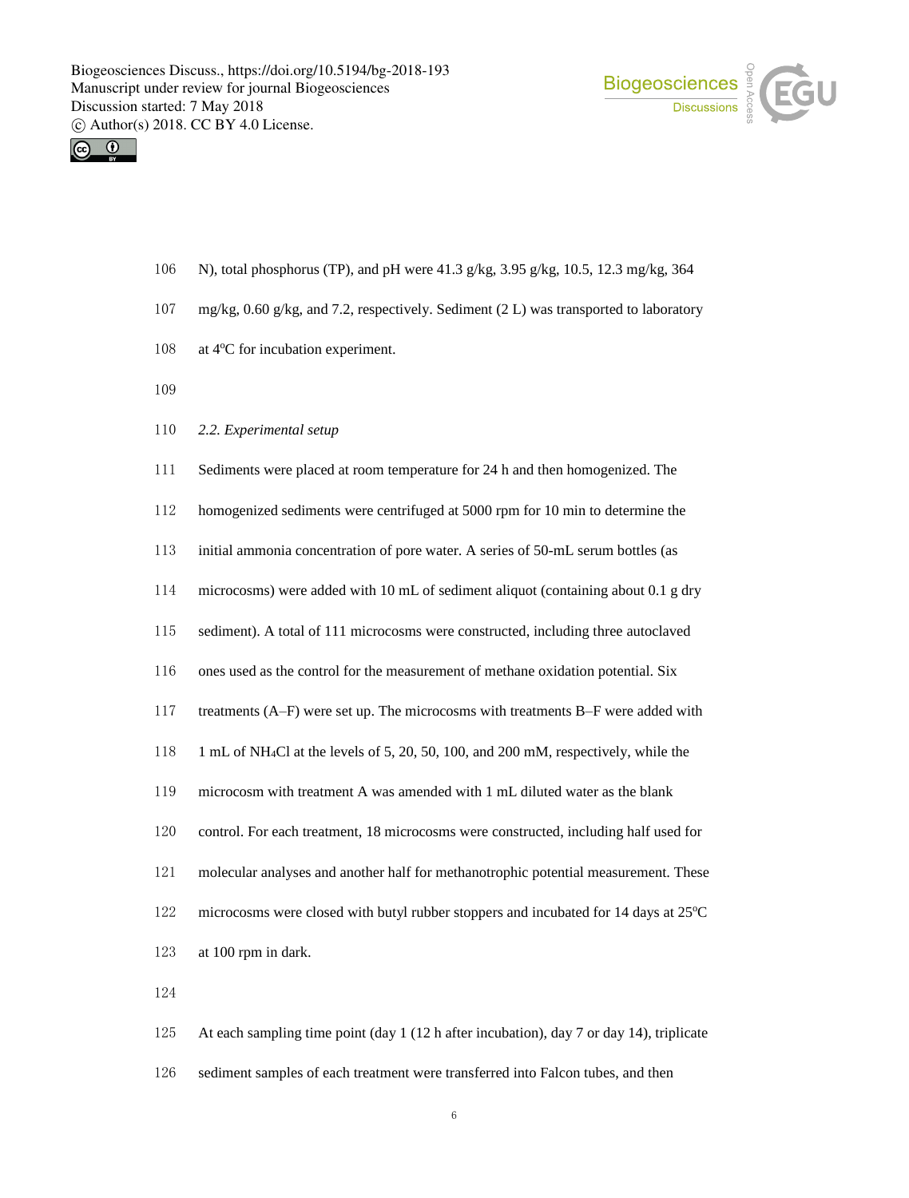N), total phosphorus (TP), and pH were 41.3 g/kg, 3.95 g/kg, 10.5, 12.3 mg/kg, 364 mg/kg, 0.60 g/kg, and 7.2, respectively. Sediment (2 L) was transported to laboratory at 4°C for incubation experiment.

### *2.2. Experimental setup*

Sediments were placed at room temperature for 24 h and then homogenized. The homogenized sediments were centrifuged at 5000 rpm for 10 min to determine the initial ammonia concentration of pore water. A series of 50-mL serum bottles (as microcosms) were added with 10 mL of sediment aliquot (containing about 0.1 g dry sediment). A total of 111 microcosms were constructed, including three autoclaved ones used as the control for the measurement of methane oxidation potential. Six treatments (A–F) were set up. The microcosms with treatments B–F were added with 1 mL of $NH_4Cl$ at the levels of 5, 20, 50, 100, and 200 mM, respectively, while the microcosm with treatment A was amended with 1 mL diluted water as the blank control. For each treatment, 18 microcosms were constructed, including half used for molecular analyses and another half for methanotrophic potential measurement. These microcosms were closed with butyl rubber stoppers and incubated for 14 days at 25°C at 100 rpm in dark.

At each sampling time point (day 1 (12 h after incubation), day 7 or day 14), triplicate sediment samples of each treatment were transferred into Falcon tubes, and then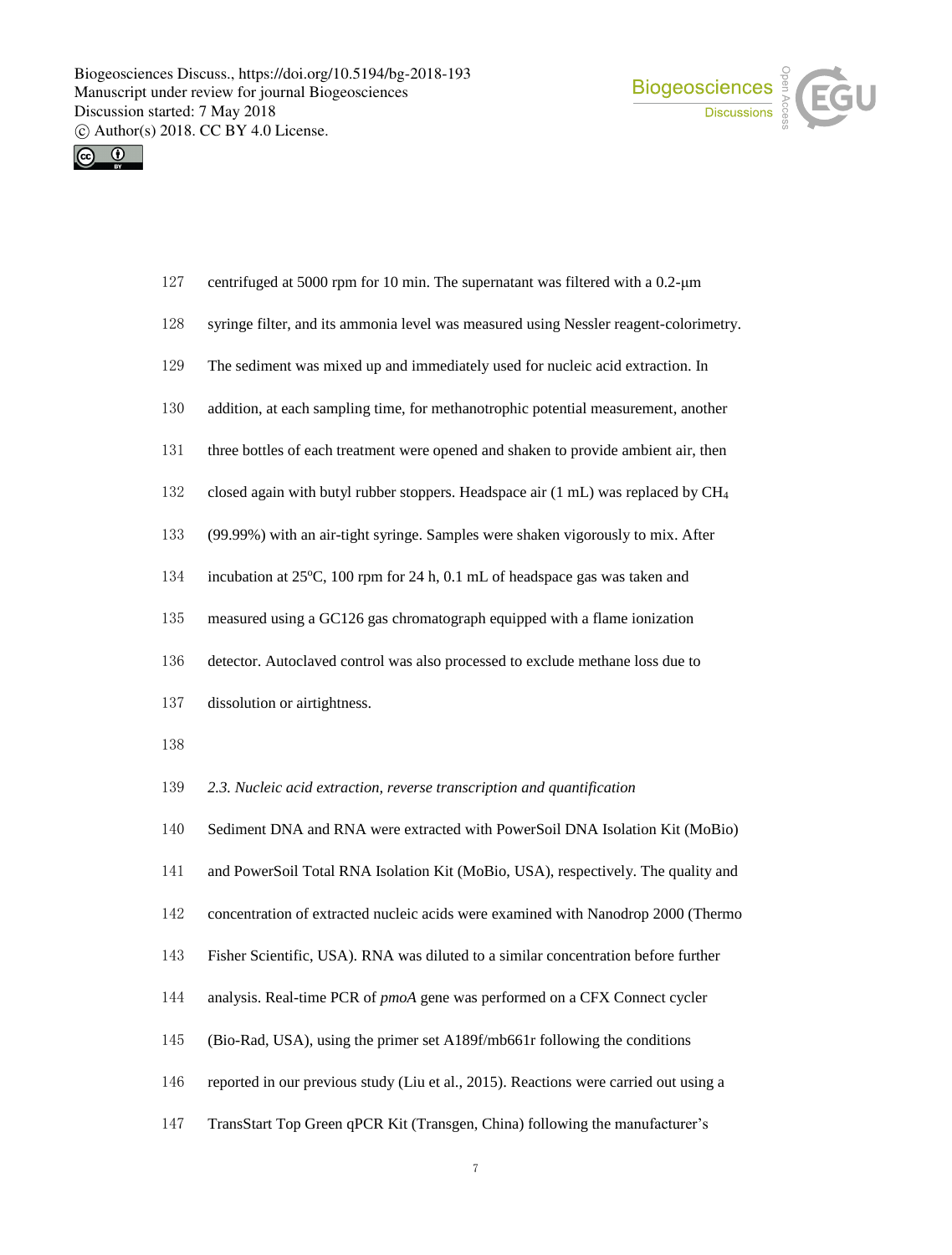centrifuged at 5000 rpm for 10 min. The supernatant was filtered with a 0.2-μm syringe filter, and its ammonia level was measured using Nessler reagent-colorimetry. The sediment was mixed up and immediately used for nucleic acid extraction. In addition, at each sampling time, for methanotrophic potential measurement, another three bottles of each treatment were opened and shaken to provide ambient air, then closed again with butyl rubber stoppers. Headspace air (1 mL) was replaced by $CH_4$ (99.99%) with an air-tight syringe. Samples were shaken vigorously to mix. After incubation at 25°C, 100 rpm for 24 h, 0.1 mL of headspace gas was taken and measured using a GC126 gas chromatograph equipped with a flame ionization detector. Autoclaved control was also processed to exclude methane loss due to dissolution or airtightness.

### *2.3. Nucleic acid extraction, reverse transcription and quantification*

Sediment DNA and RNA were extracted with PowerSoil DNA Isolation Kit (MoBio) and PowerSoil Total RNA Isolation Kit (MoBio, USA), respectively. The quality and concentration of extracted nucleic acids were examined with Nanodrop 2000 (Thermo Fisher Scientific, USA). RNA was diluted to a similar concentration before further analysis. Real-time PCR of *pmoA* gene was performed on a CFX Connect cycler (Bio-Rad, USA), using the primer set A189f/mb661r following the conditions reported in our previous study (Liu et al., 2015). Reactions were carried out using a TransStart Top Green qPCR Kit (Transgen, China) following the manufacturer's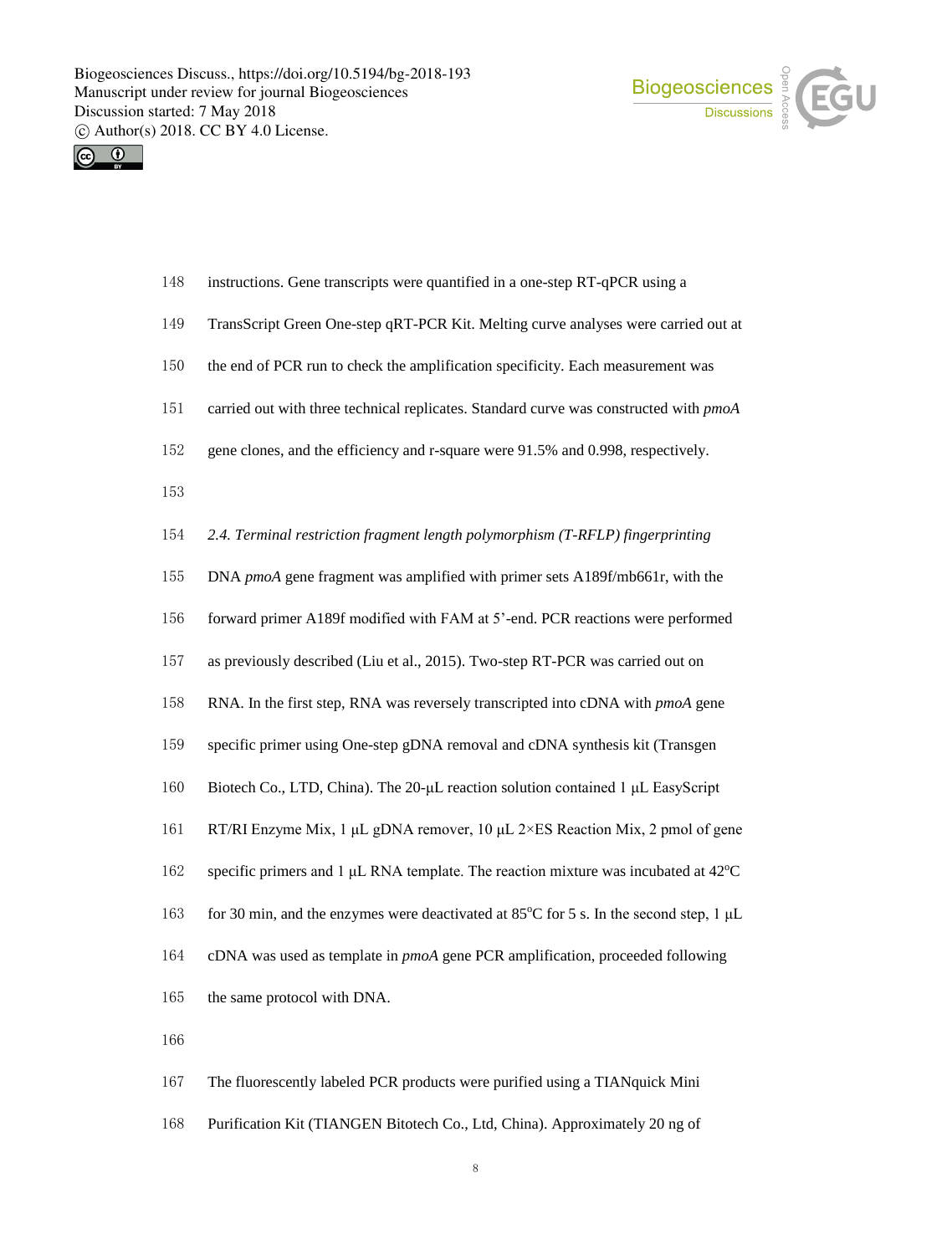instructions. Gene transcripts were quantified in a one-step RT-qPCR using a TransScript Green One-step qRT-PCR Kit. Melting curve analyses were carried out at the end of PCR run to check the amplification specificity. Each measurement was carried out with three technical replicates. Standard curve was constructed with *pmoA* gene clones, and the efficiency and r-square were 91.5% and 0.998, respectively.

### *2.4. Terminal restriction fragment length polymorphism (T-RFLP) fingerprinting*

DNA *pmoA* gene fragment was amplified with primer sets A189f/mb661r, with the forward primer A189f modified with FAM at 5'-end. PCR reactions were performed as previously described (Liu et al., 2015). Two-step RT-PCR was carried out on RNA. In the first step, RNA was reversely transcripted into cDNA with *pmoA* gene specific primer using One-step gDNA removal and cDNA synthesis kit (Transgen Biotech Co., LTD, China). The 20-μL reaction solution contained 1 μL EasyScript RT/RI Enzyme Mix, 1 μL gDNA remover, 10 μL 2×ES Reaction Mix, 2 pmol of gene specific primers and 1 μL RNA template. The reaction mixture was incubated at 42°C for 30 min, and the enzymes were deactivated at 85°C for 5 s. In the second step, 1 μL cDNA was used as template in *pmoA* gene PCR amplification, proceeded following the same protocol with DNA.

The fluorescently labeled PCR products were purified using a TIANquick Mini Purification Kit (TIANGEN Bitotech Co., Ltd, China). Approximately 20 ng of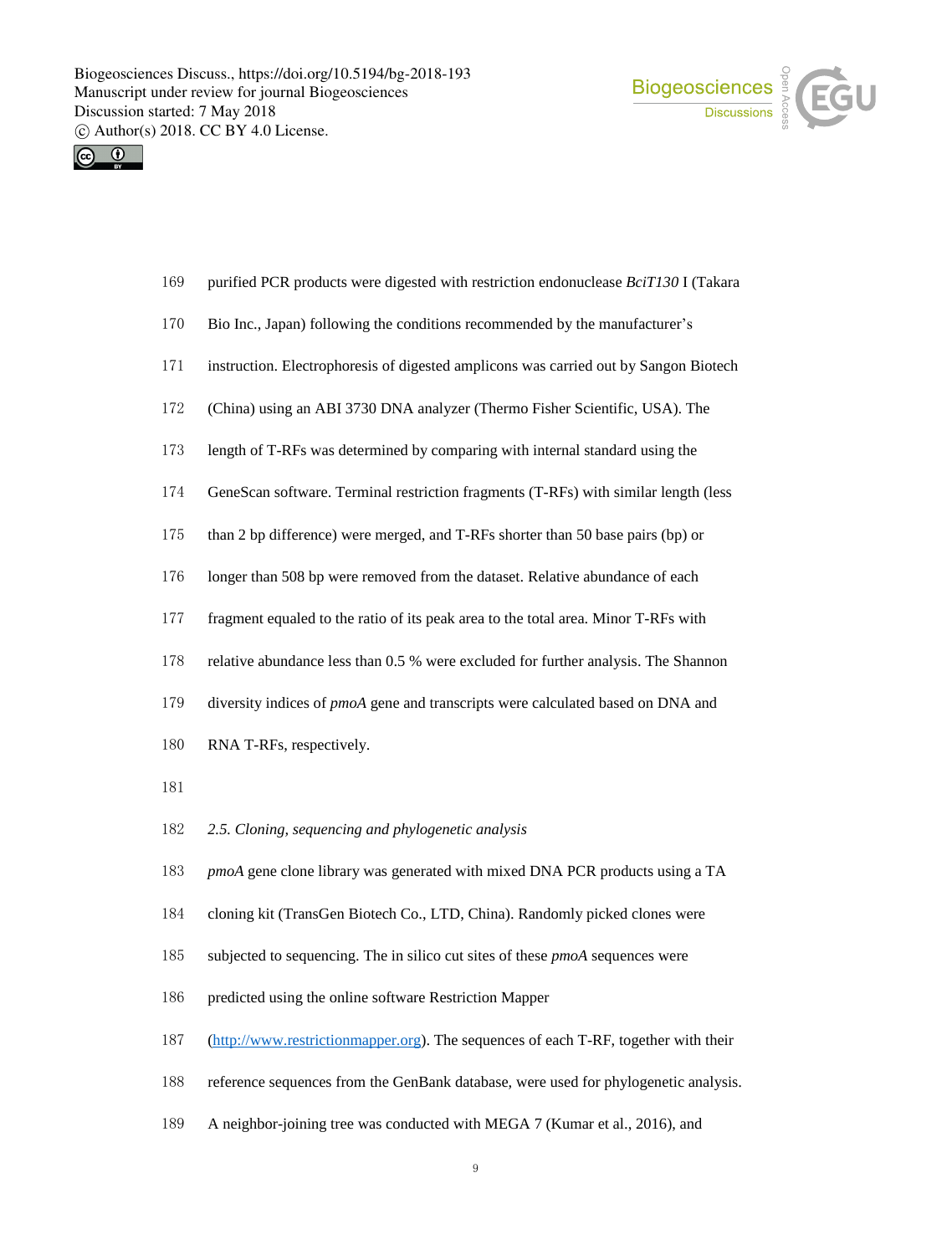purified PCR products were digested with restriction endonuclease *BciT130* I (Takara Bio Inc., Japan) following the conditions recommended by the manufacturer's instruction. Electrophoresis of digested amplicons was carried out by Sangon Biotech (China) using an ABI 3730 DNA analyzer (Thermo Fisher Scientific, USA). The length of T-RFs was determined by comparing with internal standard using the GeneScan software. Terminal restriction fragments (T-RFs) with similar length (less than 2 bp difference) were merged, and T-RFs shorter than 50 base pairs (bp) or longer than 508 bp were removed from the dataset. Relative abundance of each fragment equaled to the ratio of its peak area to the total area. Minor T-RFs with relative abundance less than 0.5 % were excluded for further analysis. The Shannon diversity indices of *pmoA* gene and transcripts were calculated based on DNA and RNA T-RFs, respectively.

### *2.5. Cloning, sequencing and phylogenetic analysis*

*pmoA* gene clone library was generated with mixed DNA PCR products using a TA cloning kit (TransGen Biotech Co., LTD, China). Randomly picked clones were subjected to sequencing. The in silico cut sites of these *pmoA* sequences were predicted using the online software Restriction Mapper (http://www.restrictionmapper.org). The sequences of each T-RF, together with their reference sequences from the GenBank database, were used for phylogenetic analysis. A neighbor-joining tree was conducted with MEGA 7 (Kumar et al., 2016), and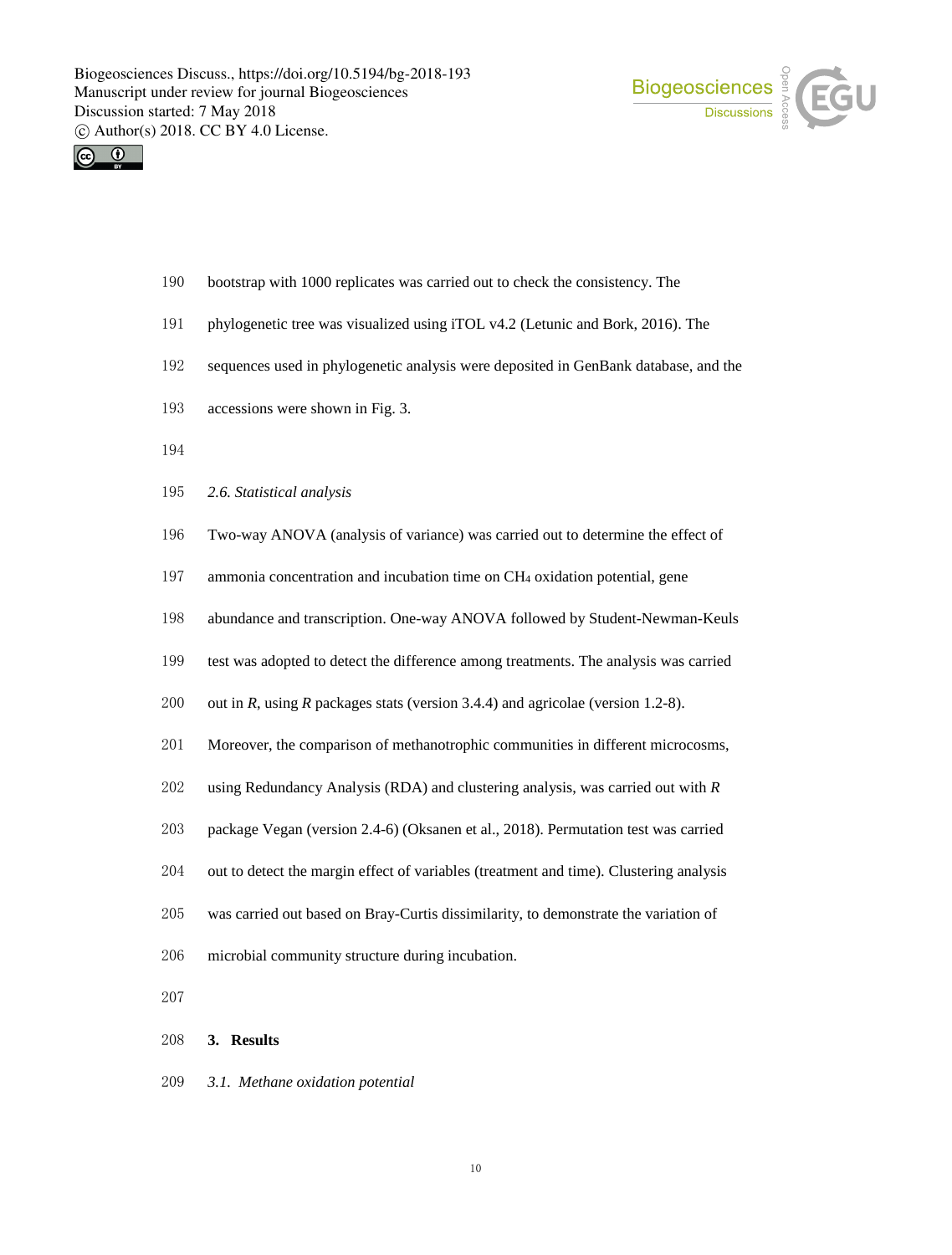bootstrap with 1000 replicates was carried out to check the consistency. The phylogenetic tree was visualized using iTOL v4.2 (Letunic and Bork, 2016). The sequences used in phylogenetic analysis were deposited in GenBank database, and the accessions were shown in Fig. 3.

### *2.6. Statistical analysis*

Two-way ANOVA (analysis of variance) was carried out to determine the effect of ammonia concentration and incubation time on $CH_4$ oxidation potential, gene abundance and transcription. One-way ANOVA followed by Student-Newman-Keuls test was adopted to detect the difference among treatments. The analysis was carried out in *R*, using *R* packages stats (version 3.4.4) and agricolae (version 1.2-8). Moreover, the comparison of methanotrophic communities in different microcosms, using Redundancy Analysis (RDA) and clustering analysis, was carried out with *R* package Vegan (version 2.4-6) (Oksanen et al., 2018). Permutation test was carried out to detect the margin effect of variables (treatment and time). Clustering analysis was carried out based on Bray-Curtis dissimilarity, to demonstrate the variation of microbial community structure during incubation.

## **3. Results**

### *3.1. Methane oxidation potential*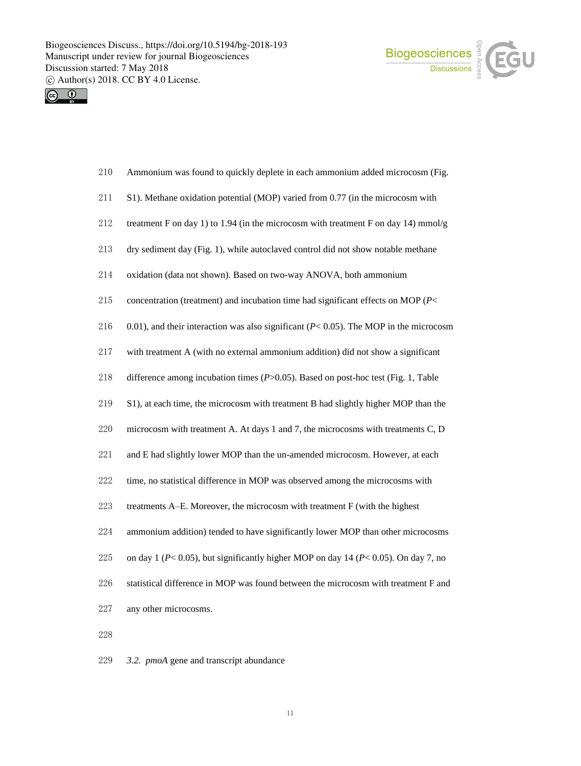Ammonium was found to quickly deplete in each ammonium added microcosm (Fig. S1). Methane oxidation potential (MOP) varied from 0.77 (in the microcosm with treatment F on day 1) to 1.94 (in the microcosm with treatment F on day 14) mmol/g dry sediment day (Fig. 1), while autoclaved control did not show notable methane oxidation (data not shown). Based on two-way ANOVA, both ammonium concentration (treatment) and incubation time had significant effects on MOP ($P$< 0.01), and their interaction was also significant ($P$< 0.05). The MOP in the microcosm with treatment A (with no external ammonium addition) did not show a significant difference among incubation times ($P$>0.05). Based on post-hoc test (Fig. 1, Table S1), at each time, the microcosm with treatment B had slightly higher MOP than the microcosm with treatment A. At days 1 and 7, the microcosms with treatments C, D and E had slightly lower MOP than the un-amended microcosm. However, at each time, no statistical difference in MOP was observed among the microcosms with treatments A–E. Moreover, the microcosm with treatment F (with the highest ammonium addition) tended to have significantly lower MOP than other microcosms on day 1 ($P$< 0.05), but significantly higher MOP on day 14 ($P$< 0.05). On day 7, no statistical difference in MOP was found between the microcosm with treatment F and any other microcosms.

### 3.2. *pmoA* gene and transcript abundance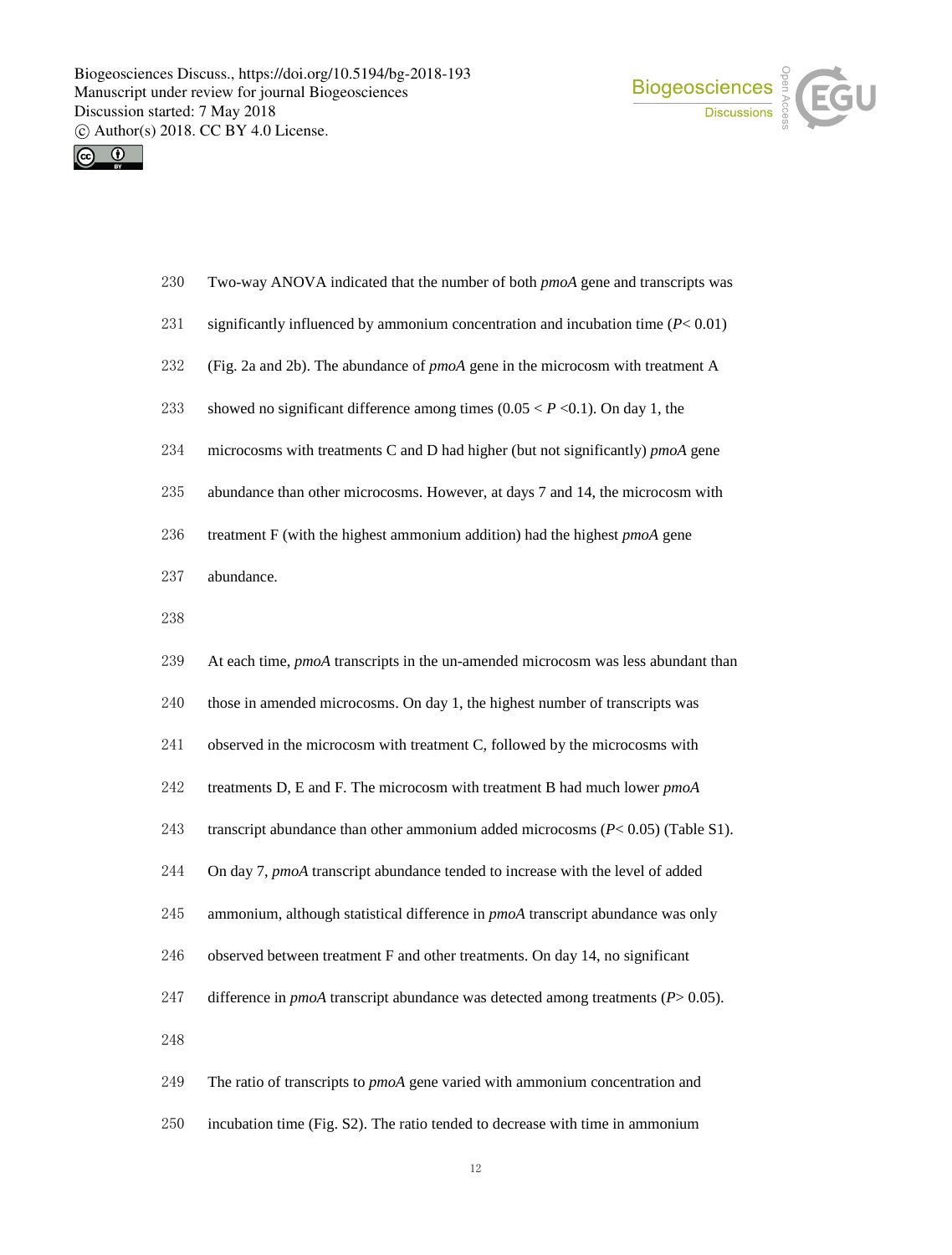Two-way ANOVA indicated that the number of both *pmoA* gene and transcripts was significantly influenced by ammonium concentration and incubation time ($P < 0.01$) (Fig. 2a and 2b). The abundance of *pmoA* gene in the microcosm with treatment A showed no significant difference among times ($0.05 < P < 0.1$). On day 1, the microcosms with treatments C and D had higher (but not significantly) *pmoA* gene abundance than other microcosms. However, at days 7 and 14, the microcosm with treatment F (with the highest ammonium addition) had the highest *pmoA* gene abundance.

At each time, *pmoA* transcripts in the un-amended microcosm was less abundant than those in amended microcosms. On day 1, the highest number of transcripts was observed in the microcosm with treatment C, followed by the microcosms with treatments D, E and F. The microcosm with treatment B had much lower *pmoA* transcript abundance than other ammonium added microcosms ($P < 0.05$) (Table S1). On day 7, *pmoA* transcript abundance tended to increase with the level of added ammonium, although statistical difference in *pmoA* transcript abundance was only observed between treatment F and other treatments. On day 14, no significant difference in *pmoA* transcript abundance was detected among treatments ($P > 0.05$).

The ratio of transcripts to *pmoA* gene varied with ammonium concentration and incubation time (Fig. S2). The ratio tended to decrease with time in ammonium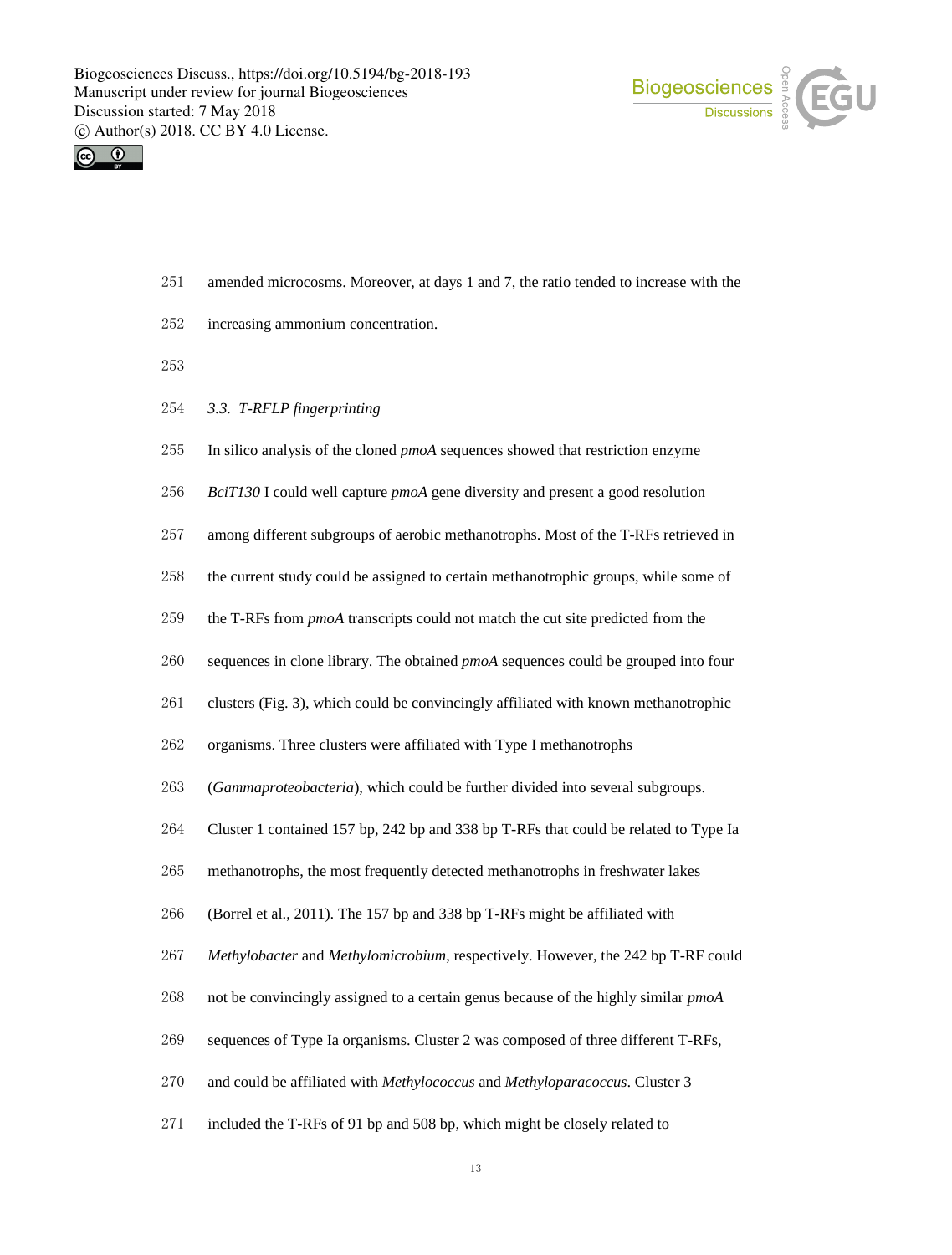amended microcosms. Moreover, at days 1 and 7, the ratio tended to increase with the increasing ammonium concentration.

### *3.3. T-RFLP fingerprinting*

In silico analysis of the cloned *pmoA* sequences showed that restriction enzyme *BciT130* I could well capture *pmoA* gene diversity and present a good resolution among different subgroups of aerobic methanotrophs. Most of the T-RFs retrieved in the current study could be assigned to certain methanotrophic groups, while some of the T-RFs from *pmoA* transcripts could not match the cut site predicted from the sequences in clone library. The obtained *pmoA* sequences could be grouped into four clusters (Fig. 3), which could be convincingly affiliated with known methanotrophic organisms. Three clusters were affiliated with Type I methanotrophs (*Gammaproteobacteria*), which could be further divided into several subgroups. Cluster 1 contained 157 bp, 242 bp and 338 bp T-RFs that could be related to Type Ia methanotrophs, the most frequently detected methanotrophs in freshwater lakes (Borrel et al., 2011). The 157 bp and 338 bp T-RFs might be affiliated with *Methylobacter* and *Methylomicrobium*, respectively. However, the 242 bp T-RF could not be convincingly assigned to a certain genus because of the highly similar *pmoA* sequences of Type Ia organisms. Cluster 2 was composed of three different T-RFs, and could be affiliated with *Methylococcus* and *Methyloparacoccus*. Cluster 3 included the T-RFs of 91 bp and 508 bp, which might be closely related to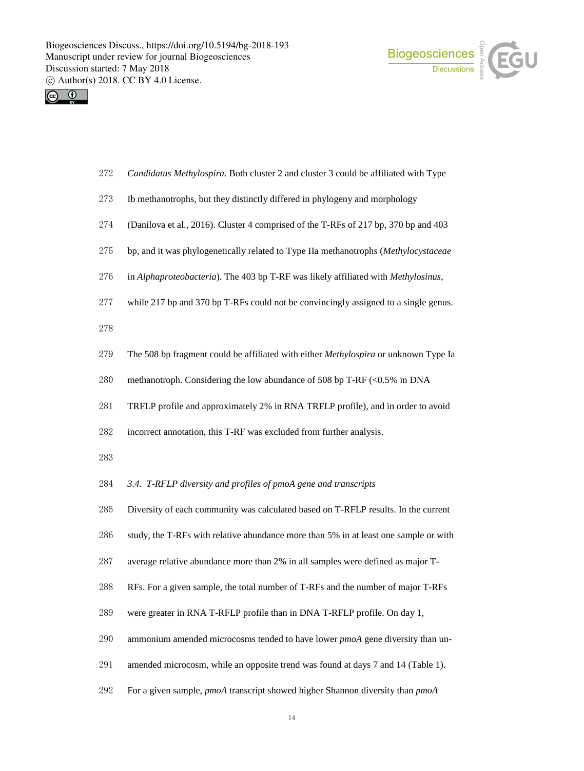*Candidatus Methylospira*. Both cluster 2 and cluster 3 could be affiliated with Type Ib methanotrophs, but they distinctly differed in phylogeny and morphology (Danilova et al., 2016). Cluster 4 comprised of the T-RFs of 217 bp, 370 bp and 403 bp, and it was phylogenetically related to Type IIa methanotrophs (*Methylocystaceae* in *Alphaproteobacteria*). The 403 bp T-RF was likely affiliated with *Methylosinus*, while 217 bp and 370 bp T-RFs could not be convincingly assigned to a single genus.

The 508 bp fragment could be affiliated with either *Methylospira* or unknown Type Ia methanotroph. Considering the low abundance of 508 bp T-RF (<0.5% in DNA TRFLP profile and approximately 2% in RNA TRFLP profile), and in order to avoid incorrect annotation, this T-RF was excluded from further analysis.

### *3.4. T-RFLP diversity and profiles of pmoA gene and transcripts*

Diversity of each community was calculated based on T-RFLP results. In the current study, the T-RFs with relative abundance more than 5% in at least one sample or with average relative abundance more than 2% in all samples were defined as major T-RFs. For a given sample, the total number of T-RFs and the number of major T-RFs were greater in RNA T-RFLP profile than in DNA T-RFLP profile. On day 1, ammonium amended microcosms tended to have lower *pmoA* gene diversity than un-amended microcosm, while an opposite trend was found at days 7 and 14 (Table 1). For a given sample, *pmoA* transcript showed higher Shannon diversity than *pmoA*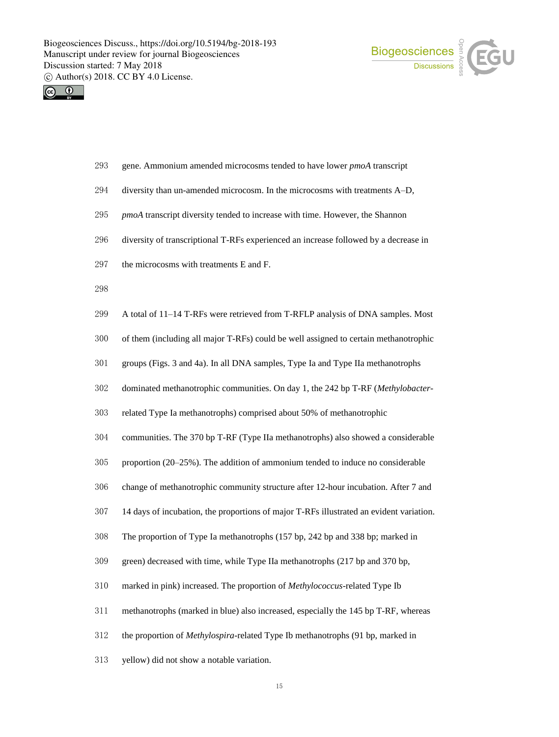gene. Ammonium amended microcosms tended to have lower *pmoA* transcript diversity than un-amended microcosm. In the microcosms with treatments A–D, *pmoA* transcript diversity tended to increase with time. However, the Shannon diversity of transcriptional T-RFs experienced an increase followed by a decrease in the microcosms with treatments E and F.

A total of 11–14 T-RFs were retrieved from T-RFLP analysis of DNA samples. Most of them (including all major T-RFs) could be well assigned to certain methanotrophic groups (Figs. 3 and 4a). In all DNA samples, Type Ia and Type IIa methanotrophs dominated methanotrophic communities. On day 1, the 242 bp T-RF (*Methylobacter*-related Type Ia methanotrophs) comprised about 50% of methanotrophic communities. The 370 bp T-RF (Type IIa methanotrophs) also showed a considerable proportion (20–25%). The addition of ammonium tended to induce no considerable change of methanotrophic community structure after 12-hour incubation. After 7 and 14 days of incubation, the proportions of major T-RFs illustrated an evident variation. The proportion of Type Ia methanotrophs (157 bp, 242 bp and 338 bp; marked in green) decreased with time, while Type IIa methanotrophs (217 bp and 370 bp, marked in pink) increased. The proportion of *Methylococcus*-related Type Ib methanotrophs (marked in blue) also increased, especially the 145 bp T-RF, whereas the proportion of *Methylospira*-related Type Ib methanotrophs (91 bp, marked in yellow) did not show a notable variation.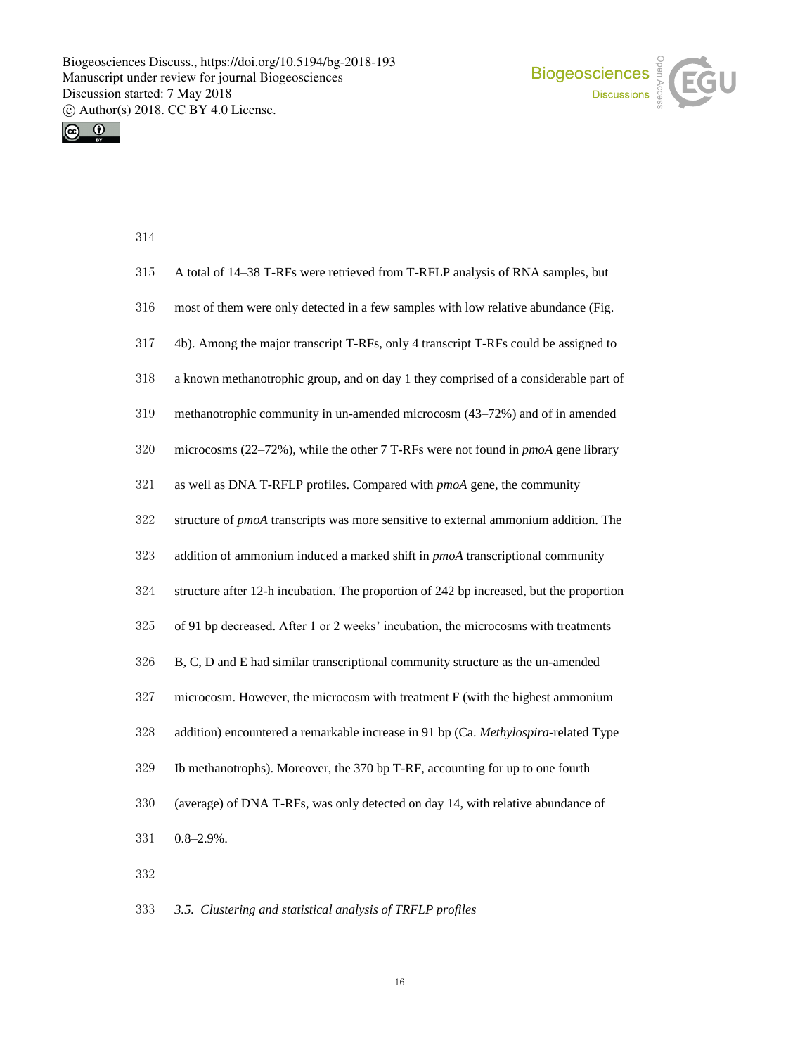A total of 14–38 T-RFs were retrieved from T-RFLP analysis of RNA samples, but most of them were only detected in a few samples with low relative abundance (Fig. 4b). Among the major transcript T-RFs, only 4 transcript T-RFs could be assigned to a known methanotrophic group, and on day 1 they comprised of a considerable part of methanotrophic community in un-amended microcosm (43–72%) and of in amended microcosms (22–72%), while the other 7 T-RFs were not found in *pmoA* gene library as well as DNA T-RFLP profiles. Compared with *pmoA* gene, the community structure of *pmoA* transcripts was more sensitive to external ammonium addition. The addition of ammonium induced a marked shift in *pmoA* transcriptional community structure after 12-h incubation. The proportion of 242 bp increased, but the proportion of 91 bp decreased. After 1 or 2 weeks' incubation, the microcosms with treatments B, C, D and E had similar transcriptional community structure as the un-amended microcosm. However, the microcosm with treatment F (with the highest ammonium addition) encountered a remarkable increase in 91 bp (Ca. *Methylospira*-related Type Ib methanotrophs). Moreover, the 370 bp T-RF, accounting for up to one fourth (average) of DNA T-RFs, was only detected on day 14, with relative abundance of 0.8–2.9%.

### *3.5. Clustering and statistical analysis of TRFLP profiles*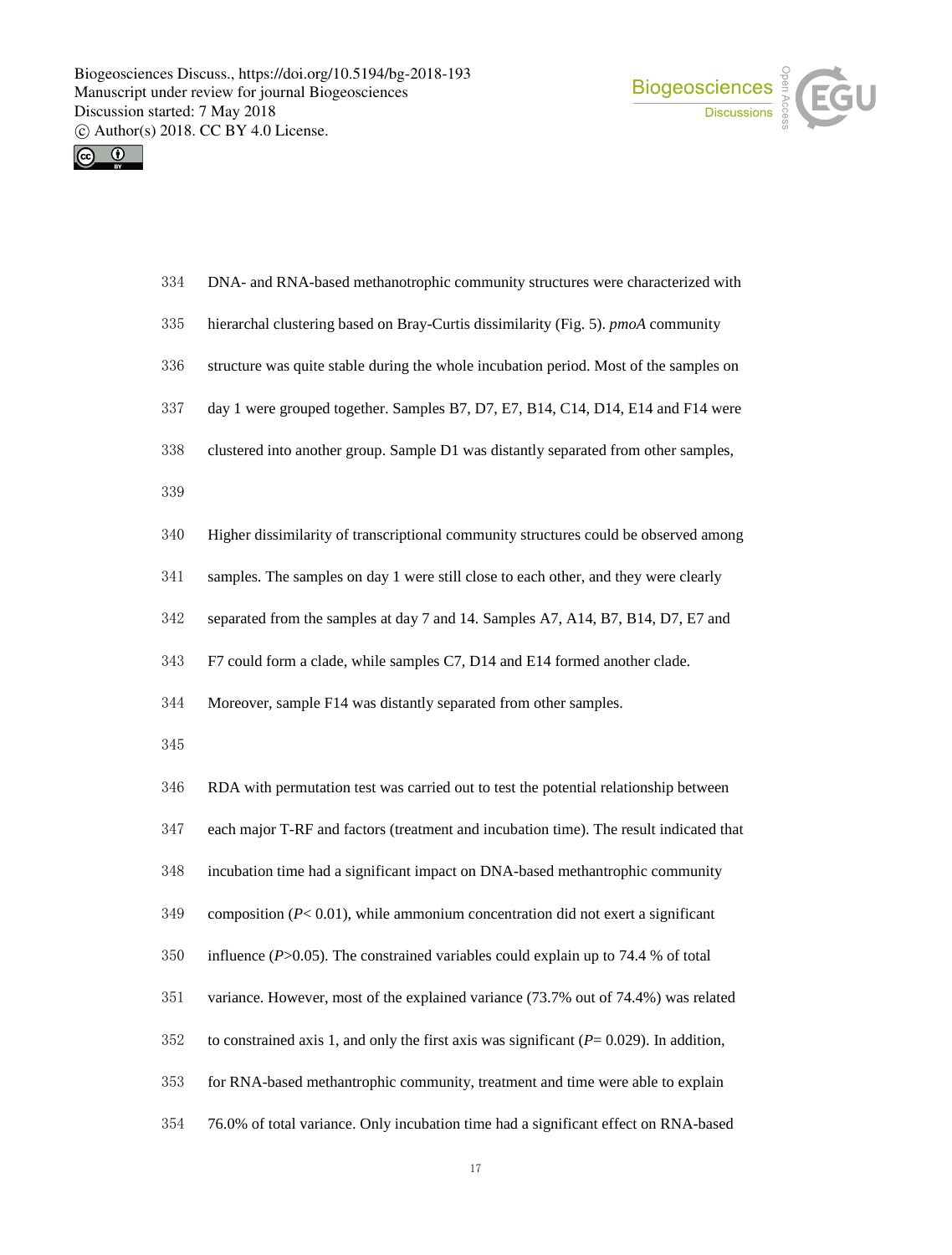DNA- and RNA-based methanotrophic community structures were characterized with hierarchal clustering based on Bray-Curtis dissimilarity (Fig. 5). *pmoA* community structure was quite stable during the whole incubation period. Most of the samples on day 1 were grouped together. Samples B7, D7, E7, B14, C14, D14, E14 and F14 were clustered into another group. Sample D1 was distantly separated from other samples,

Higher dissimilarity of transcriptional community structures could be observed among samples. The samples on day 1 were still close to each other, and they were clearly separated from the samples at day 7 and 14. Samples A7, A14, B7, B14, D7, E7 and F7 could form a clade, while samples C7, D14 and E14 formed another clade. Moreover, sample F14 was distantly separated from other samples.

RDA with permutation test was carried out to test the potential relationship between each major T-RF and factors (treatment and incubation time). The result indicated that incubation time had a significant impact on DNA-based methantrophic community composition ($P< 0.01$), while ammonium concentration did not exert a significant influence ($P>0.05$). The constrained variables could explain up to 74.4 % of total variance. However, most of the explained variance (73.7% out of 74.4%) was related to constrained axis 1, and only the first axis was significant ($P= 0.029$). In addition, for RNA-based methantrophic community, treatment and time were able to explain 76.0% of total variance. Only incubation time had a significant effect on RNA-based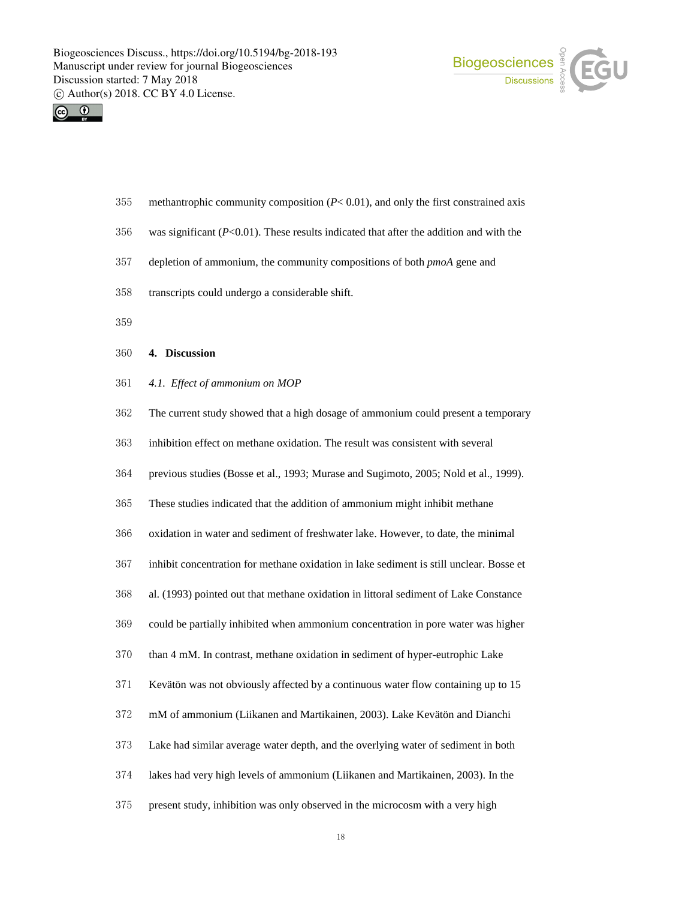methantrophic community composition (*P*< 0.01), and only the first constrained axis was significant (*P*<0.01). These results indicated that after the addition and with the depletion of ammonium, the community compositions of both *pmoA* gene and transcripts could undergo a considerable shift.

## 4. Discussion

### *4.1. Effect of ammonium on MOP*

The current study showed that a high dosage of ammonium could present a temporary inhibition effect on methane oxidation. The result was consistent with several previous studies (Bosse et al., 1993; Murase and Sugimoto, 2005; Nold et al., 1999). These studies indicated that the addition of ammonium might inhibit methane oxidation in water and sediment of freshwater lake. However, to date, the minimal inhibit concentration for methane oxidation in lake sediment is still unclear. Bosse et al. (1993) pointed out that methane oxidation in littoral sediment of Lake Constance could be partially inhibited when ammonium concentration in pore water was higher than 4 mM. In contrast, methane oxidation in sediment of hyper-eutrophic Lake Kevätön was not obviously affected by a continuous water flow containing up to 15 mM of ammonium (Liikanen and Martikainen, 2003). Lake Kevätön and Dianchi Lake had similar average water depth, and the overlying water of sediment in both lakes had very high levels of ammonium (Liikanen and Martikainen, 2003). In the present study, inhibition was only observed in the microcosm with a very high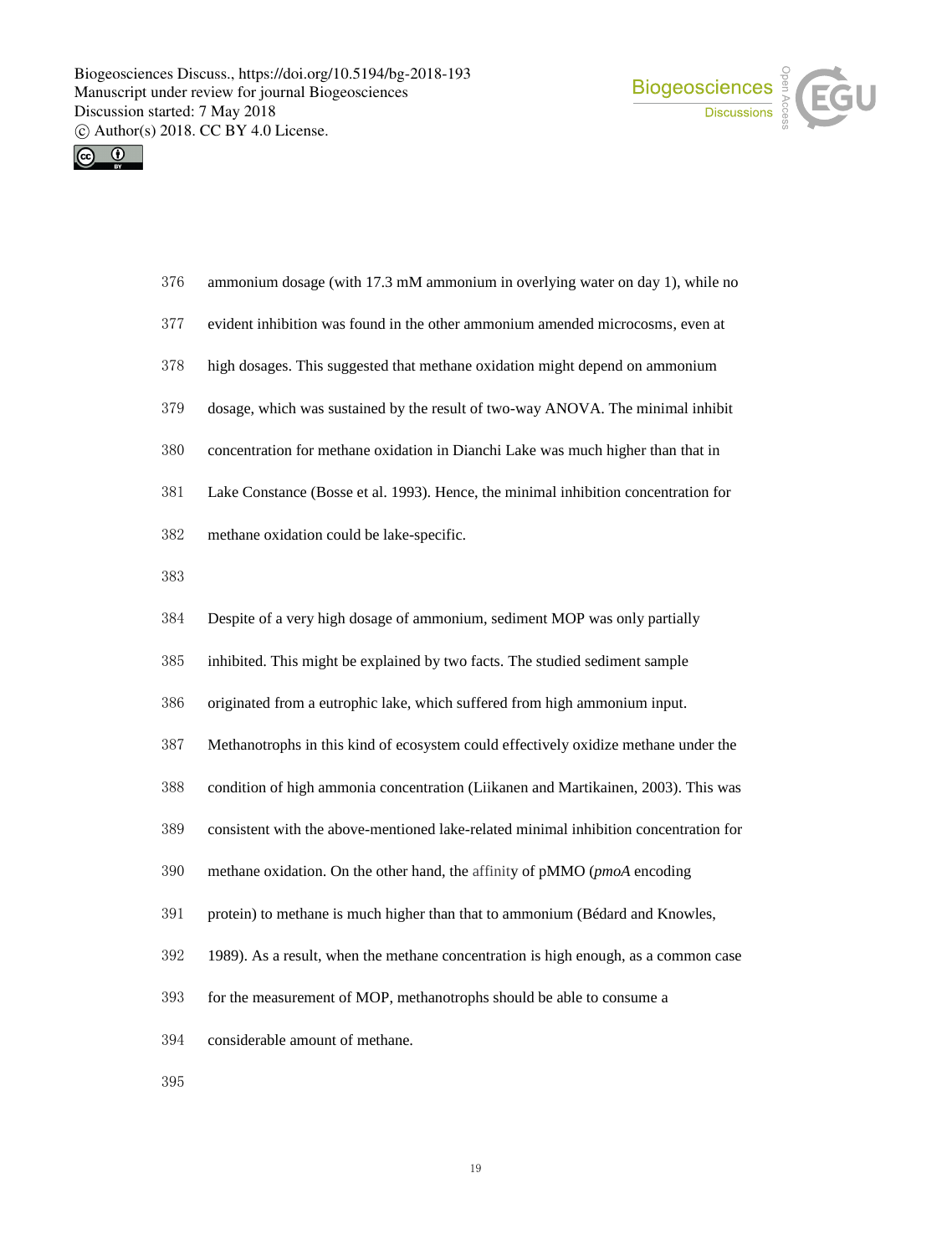ammonium dosage (with 17.3 mM ammonium in overlying water on day 1), while no evident inhibition was found in the other ammonium amended microcosms, even at high dosages. This suggested that methane oxidation might depend on ammonium dosage, which was sustained by the result of two-way ANOVA. The minimal inhibit concentration for methane oxidation in Dianchi Lake was much higher than that in Lake Constance (Bosse et al. 1993). Hence, the minimal inhibition concentration for methane oxidation could be lake-specific.

Despite of a very high dosage of ammonium, sediment MOP was only partially inhibited. This might be explained by two facts. The studied sediment sample originated from a eutrophic lake, which suffered from high ammonium input. Methanotrophs in this kind of ecosystem could effectively oxidize methane under the condition of high ammonia concentration (Liikanen and Martikainen, 2003). This was consistent with the above-mentioned lake-related minimal inhibition concentration for methane oxidation. On the other hand, the affinity of pMMO (*pmoA* encoding protein) to methane is much higher than that to ammonium (Bédard and Knowles, 1989). As a result, when the methane concentration is high enough, as a common case for the measurement of MOP, methanotrophs should be able to consume a considerable amount of methane.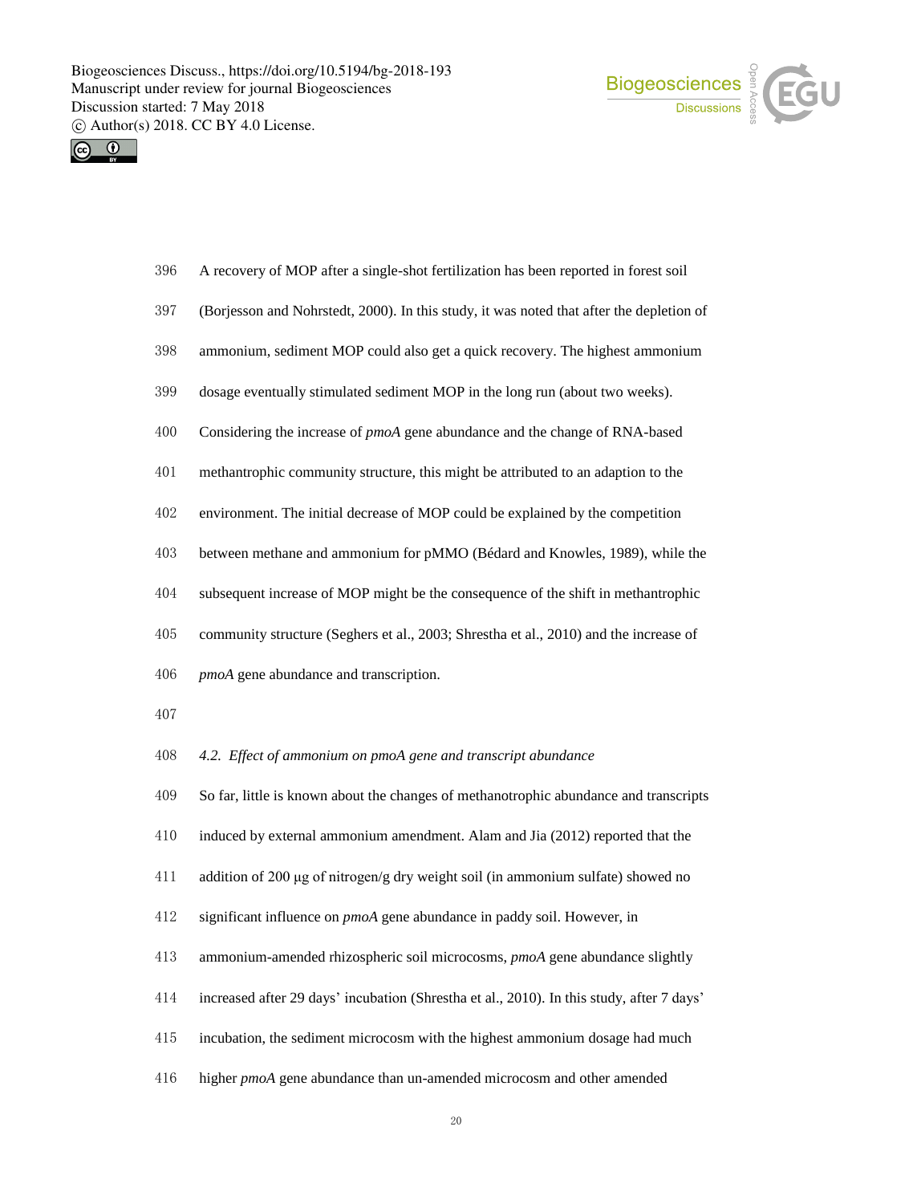A recovery of MOP after a single-shot fertilization has been reported in forest soil (Borjesson and Nohrstedt, 2000). In this study, it was noted that after the depletion of ammonium, sediment MOP could also get a quick recovery. The highest ammonium dosage eventually stimulated sediment MOP in the long run (about two weeks). Considering the increase of *pmoA* gene abundance and the change of RNA-based methantrophic community structure, this might be attributed to an adaption to the environment. The initial decrease of MOP could be explained by the competition between methane and ammonium for pMMO (Bédard and Knowles, 1989), while the subsequent increase of MOP might be the consequence of the shift in methantrophic community structure (Seghers et al., 2003; Shrestha et al., 2010) and the increase of *pmoA* gene abundance and transcription.

### *4.2. Effect of ammonium on pmoA gene and transcript abundance*

So far, little is known about the changes of methanotrophic abundance and transcripts induced by external ammonium amendment. Alam and Jia (2012) reported that the addition of 200 μg of nitrogen/g dry weight soil (in ammonium sulfate) showed no significant influence on *pmoA* gene abundance in paddy soil. However, in ammonium-amended rhizospheric soil microcosms, *pmoA* gene abundance slightly increased after 29 days' incubation (Shrestha et al., 2010). In this study, after 7 days' incubation, the sediment microcosm with the highest ammonium dosage had much higher *pmoA* gene abundance than un-amended microcosm and other amended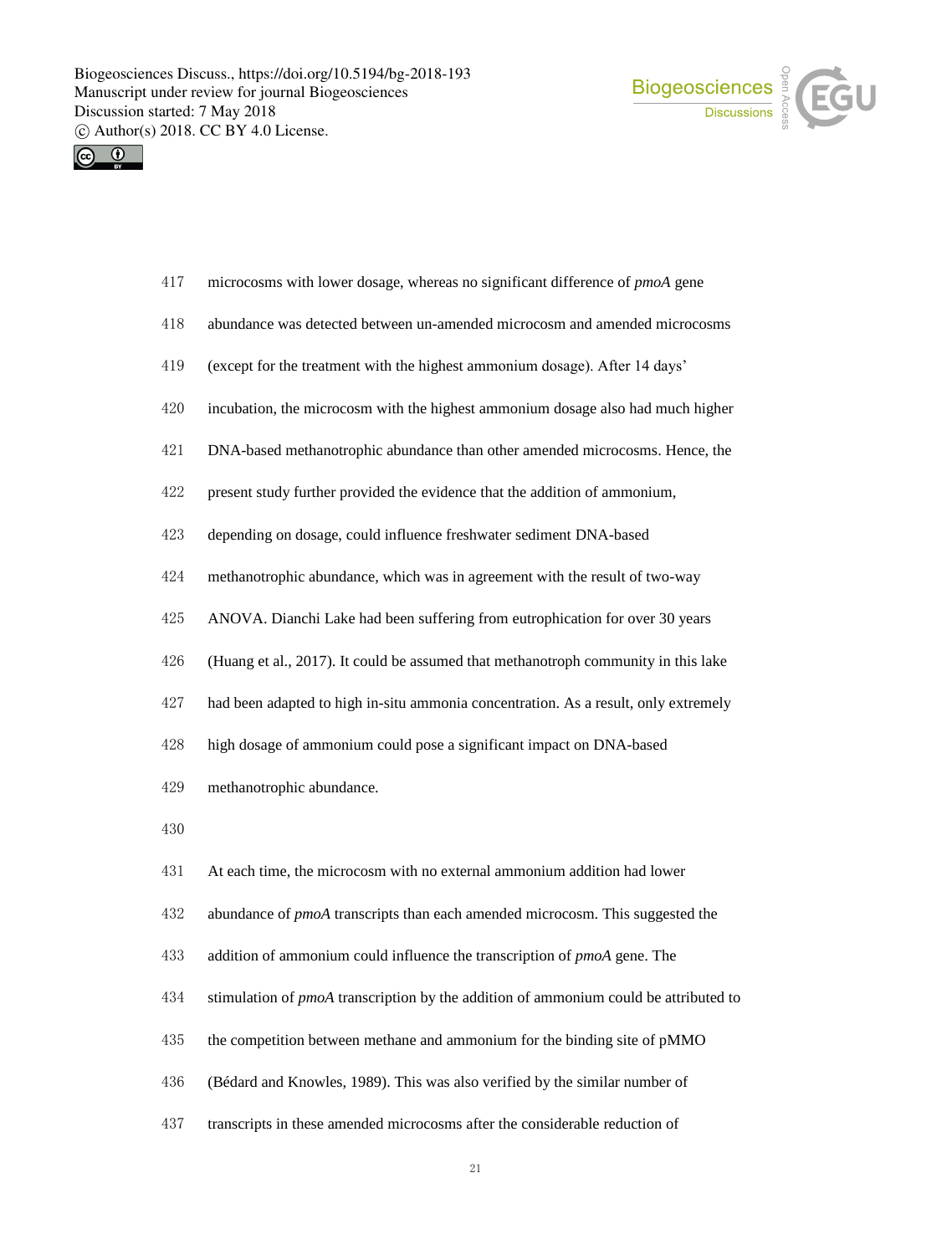microcosms with lower dosage, whereas no significant difference of *pmoA* gene abundance was detected between un-amended microcosm and amended microcosms (except for the treatment with the highest ammonium dosage). After 14 days' incubation, the microcosm with the highest ammonium dosage also had much higher DNA-based methanotrophic abundance than other amended microcosms. Hence, the present study further provided the evidence that the addition of ammonium, depending on dosage, could influence freshwater sediment DNA-based methanotrophic abundance, which was in agreement with the result of two-way ANOVA. Dianchi Lake had been suffering from eutrophication for over 30 years (Huang et al., 2017). It could be assumed that methanotroph community in this lake had been adapted to high in-situ ammonia concentration. As a result, only extremely high dosage of ammonium could pose a significant impact on DNA-based methanotrophic abundance.

At each time, the microcosm with no external ammonium addition had lower abundance of *pmoA* transcripts than each amended microcosm. This suggested the addition of ammonium could influence the transcription of *pmoA* gene. The stimulation of *pmoA* transcription by the addition of ammonium could be attributed to the competition between methane and ammonium for the binding site of pMMO (Bédard and Knowles, 1989). This was also verified by the similar number of transcripts in these amended microcosms after the considerable reduction of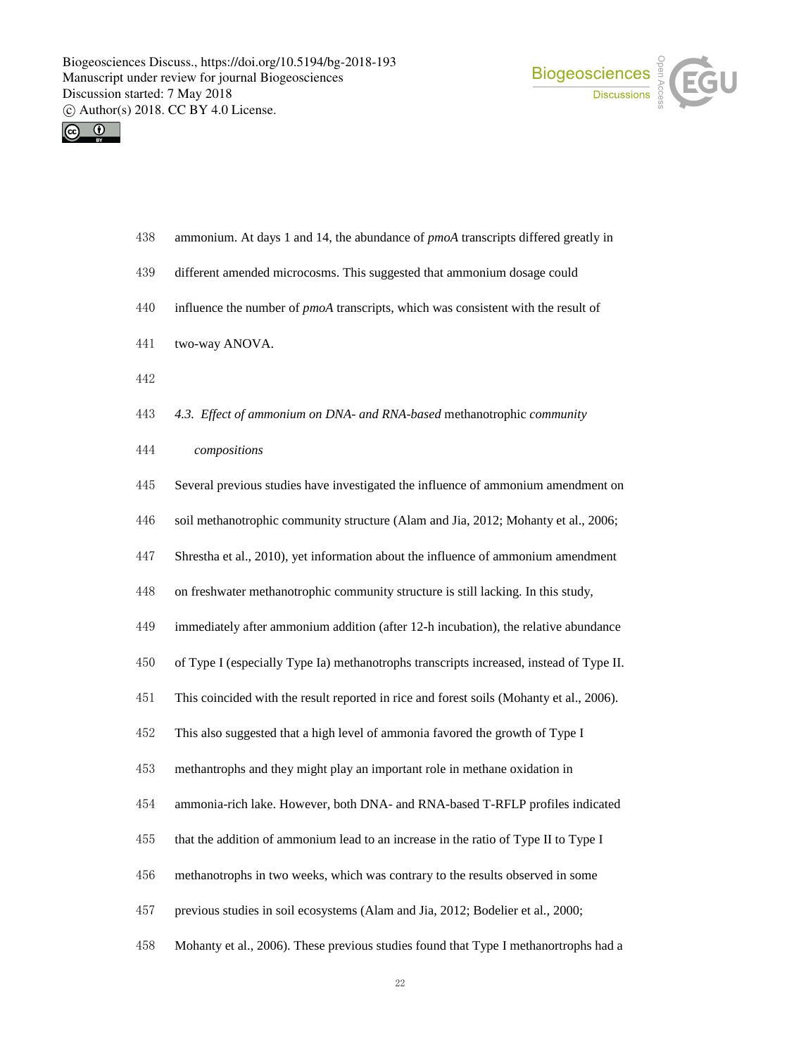ammonium. At days 1 and 14, the abundance of *pmoA* transcripts differed greatly in different amended microcosms. This suggested that ammonium dosage could influence the number of *pmoA* transcripts, which was consistent with the result of two-way ANOVA.

### *4.3. Effect of ammonium on DNA- and RNA-based* methanotrophic *community compositions*

Several previous studies have investigated the influence of ammonium amendment on soil methanotrophic community structure (Alam and Jia, 2012; Mohanty et al., 2006; Shrestha et al., 2010), yet information about the influence of ammonium amendment on freshwater methanotrophic community structure is still lacking. In this study, immediately after ammonium addition (after 12-h incubation), the relative abundance of Type I (especially Type Ia) methanotrophs transcripts increased, instead of Type II. This coincided with the result reported in rice and forest soils (Mohanty et al., 2006). This also suggested that a high level of ammonia favored the growth of Type I methantrophs and they might play an important role in methane oxidation in ammonia-rich lake. However, both DNA- and RNA-based T-RFLP profiles indicated that the addition of ammonium lead to an increase in the ratio of Type II to Type I methanotrophs in two weeks, which was contrary to the results observed in some previous studies in soil ecosystems (Alam and Jia, 2012; Bodelier et al., 2000; Mohanty et al., 2006). These previous studies found that Type I methanortrophs had a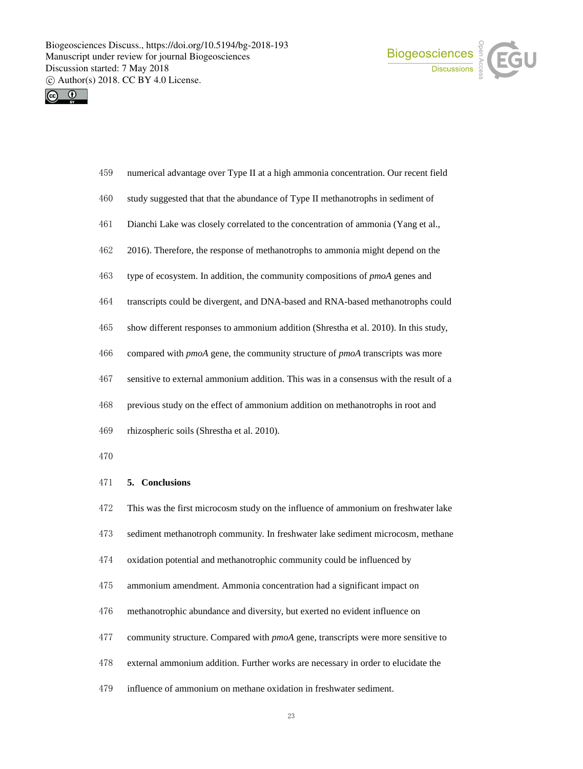numerical advantage over Type II at a high ammonia concentration. Our recent field study suggested that that the abundance of Type II methanotrophs in sediment of Dianchi Lake was closely correlated to the concentration of ammonia (Yang et al., 2016). Therefore, the response of methanotrophs to ammonia might depend on the type of ecosystem. In addition, the community compositions of *pmoA* genes and transcripts could be divergent, and DNA-based and RNA-based methanotrophs could show different responses to ammonium addition (Shrestha et al. 2010). In this study, compared with *pmoA* gene, the community structure of *pmoA* transcripts was more sensitive to external ammonium addition. This was in a consensus with the result of a previous study on the effect of ammonium addition on methanotrophs in root and rhizospheric soils (Shrestha et al. 2010).

## 5. Conclusions

This was the first microcosm study on the influence of ammonium on freshwater lake sediment methanotroph community. In freshwater lake sediment microcosm, methane oxidation potential and methanotrophic community could be influenced by ammonium amendment. Ammonia concentration had a significant impact on methanotrophic abundance and diversity, but exerted no evident influence on community structure. Compared with *pmoA* gene, transcripts were more sensitive to external ammonium addition. Further works are necessary in order to elucidate the influence of ammonium on methane oxidation in freshwater sediment.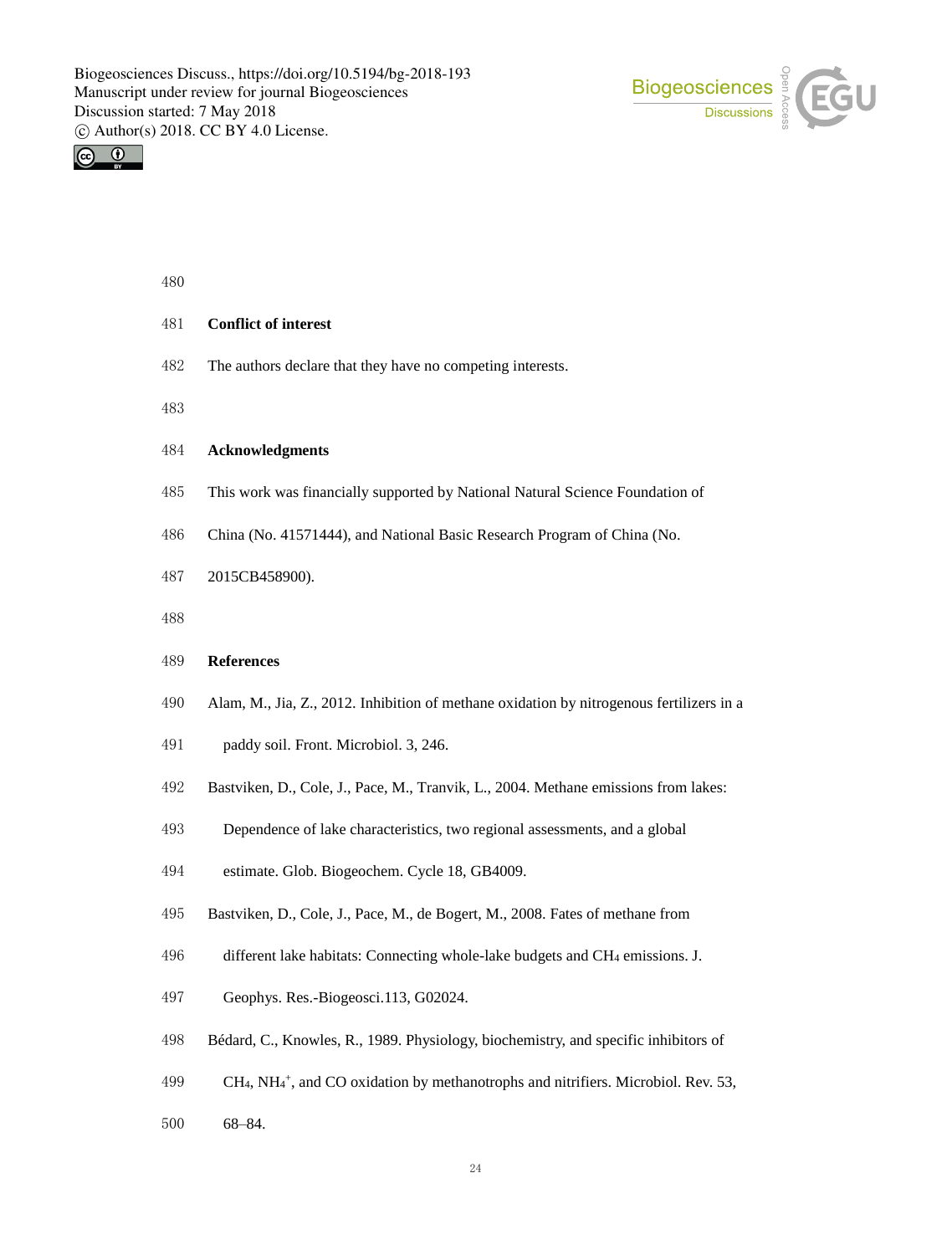## Conflict of interest

The authors declare that they have no competing interests.

## Acknowledgments

This work was financially supported by National Natural Science Foundation of China (No. 41571444), and National Basic Research Program of China (No. 2015CB458900).

## References

Alam, M., Jia, Z., 2012. Inhibition of methane oxidation by nitrogenous fertilizers in a paddy soil. Front. Microbiol. 3, 246.

Bastviken, D., Cole, J., Pace, M., Tranvik, L., 2004. Methane emissions from lakes: Dependence of lake characteristics, two regional assessments, and a global estimate. Glob. Biogeochem. Cycle 18, GB4009.

Bastviken, D., Cole, J., Pace, M., de Bogert, M., 2008. Fates of methane from different lake habitats: Connecting whole-lake budgets and $CH_4$ emissions. J. Geophys. Res.-Biogeosci.113, G02024.

Bédard, C., Knowles, R., 1989. Physiology, biochemistry, and specific inhibitors of $CH_4$, $NH_4^+$, and CO oxidation by methanotrophs and nitrifiers. Microbiol. Rev. 53, 68–84.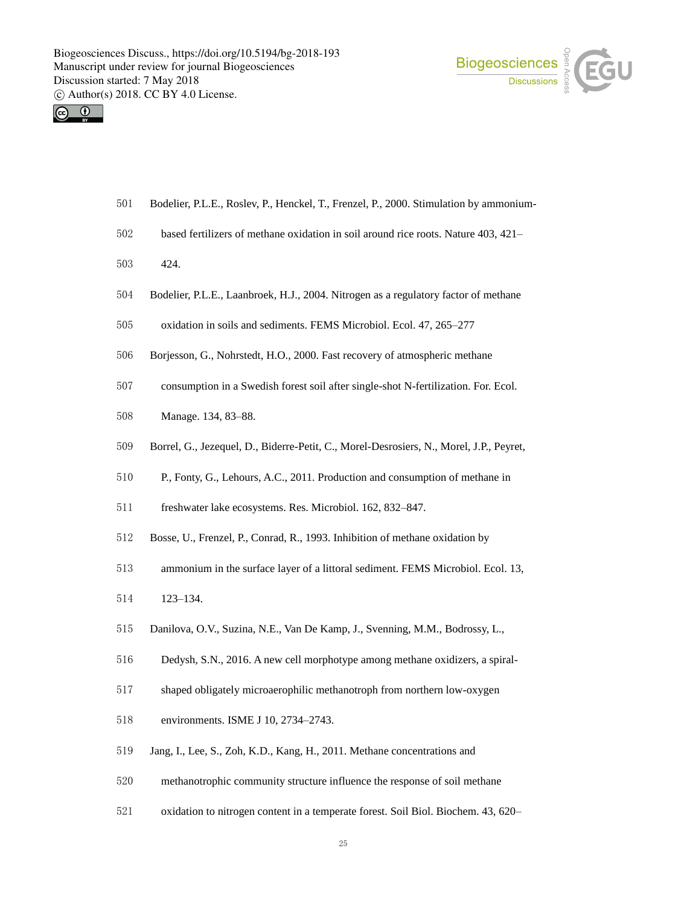Bodelier, P.L.E., Roslev, P., Henckel, T., Frenzel, P., 2000. Stimulation by ammonium-based fertilizers of methane oxidation in soil around rice roots. Nature 403, 421–424.

Bodelier, P.L.E., Laanbroek, H.J., 2004. Nitrogen as a regulatory factor of methane oxidation in soils and sediments. FEMS Microbiol. Ecol. 47, 265–277

Borjesson, G., Nohrstedt, H.O., 2000. Fast recovery of atmospheric methane consumption in a Swedish forest soil after single-shot N-fertilization. For. Ecol. Manage. 134, 83–88.

Borrel, G., Jezequel, D., Biderre-Petit, C., Morel-Desrosiers, N., Morel, J.P., Peyret, P., Fonty, G., Lehours, A.C., 2011. Production and consumption of methane in freshwater lake ecosystems. Res. Microbiol. 162, 832–847.

Bosse, U., Frenzel, P., Conrad, R., 1993. Inhibition of methane oxidation by ammonium in the surface layer of a littoral sediment. FEMS Microbiol. Ecol. 13, 123–134.

Danilova, O.V., Suzina, N.E., Van De Kamp, J., Svenning, M.M., Bodrossy, L., Dedysh, S.N., 2016. A new cell morphotype among methane oxidizers, a spiral-shaped obligately microaerophilic methanotroph from northern low-oxygen environments. ISME J 10, 2734–2743.

Jang, I., Lee, S., Zoh, K.D., Kang, H., 2011. Methane concentrations and methanotrophic community structure influence the response of soil methane oxidation to nitrogen content in a temperate forest. Soil Biol. Biochem. 43, 620–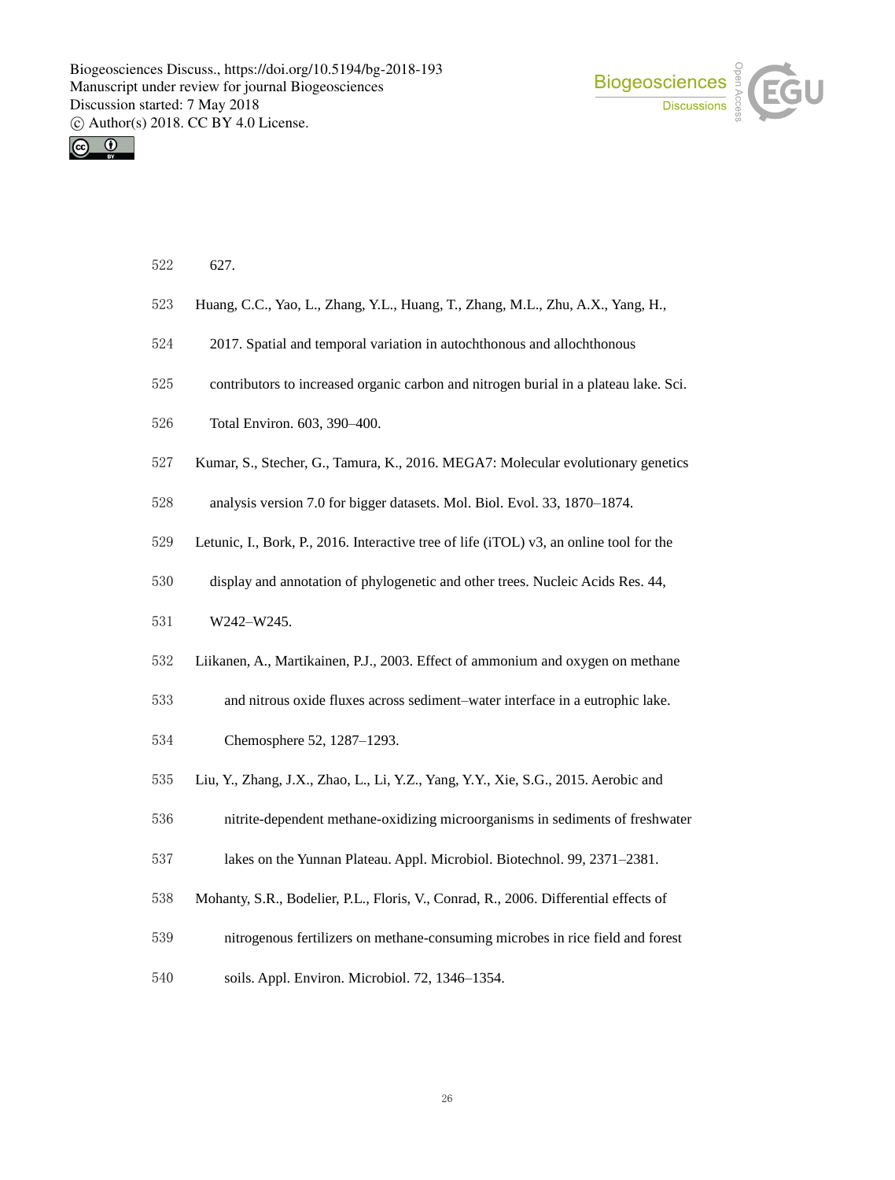627.

Huang, C.C., Yao, L., Zhang, Y.L., Huang, T., Zhang, M.L., Zhu, A.X., Yang, H., 2017. Spatial and temporal variation in autochthonous and allochthonous contributors to increased organic carbon and nitrogen burial in a plateau lake. Sci. Total Environ. 603, 390–400.

Kumar, S., Stecher, G., Tamura, K., 2016. MEGA7: Molecular evolutionary genetics analysis version 7.0 for bigger datasets. Mol. Biol. Evol. 33, 1870–1874.

Letunic, I., Bork, P., 2016. Interactive tree of life (iTOL) v3, an online tool for the display and annotation of phylogenetic and other trees. Nucleic Acids Res. 44, W242–W245.

Liikanen, A., Martikainen, P.J., 2003. Effect of ammonium and oxygen on methane and nitrous oxide fluxes across sediment–water interface in a eutrophic lake. Chemosphere 52, 1287–1293.

Liu, Y., Zhang, J.X., Zhao, L., Li, Y.Z., Yang, Y.Y., Xie, S.G., 2015. Aerobic and nitrite-dependent methane-oxidizing microorganisms in sediments of freshwater lakes on the Yunnan Plateau. Appl. Microbiol. Biotechnol. 99, 2371–2381.

Mohanty, S.R., Bodelier, P.L., Floris, V., Conrad, R., 2006. Differential effects of nitrogenous fertilizers on methane-consuming microbes in rice field and forest soils. Appl. Environ. Microbiol. 72, 1346–1354.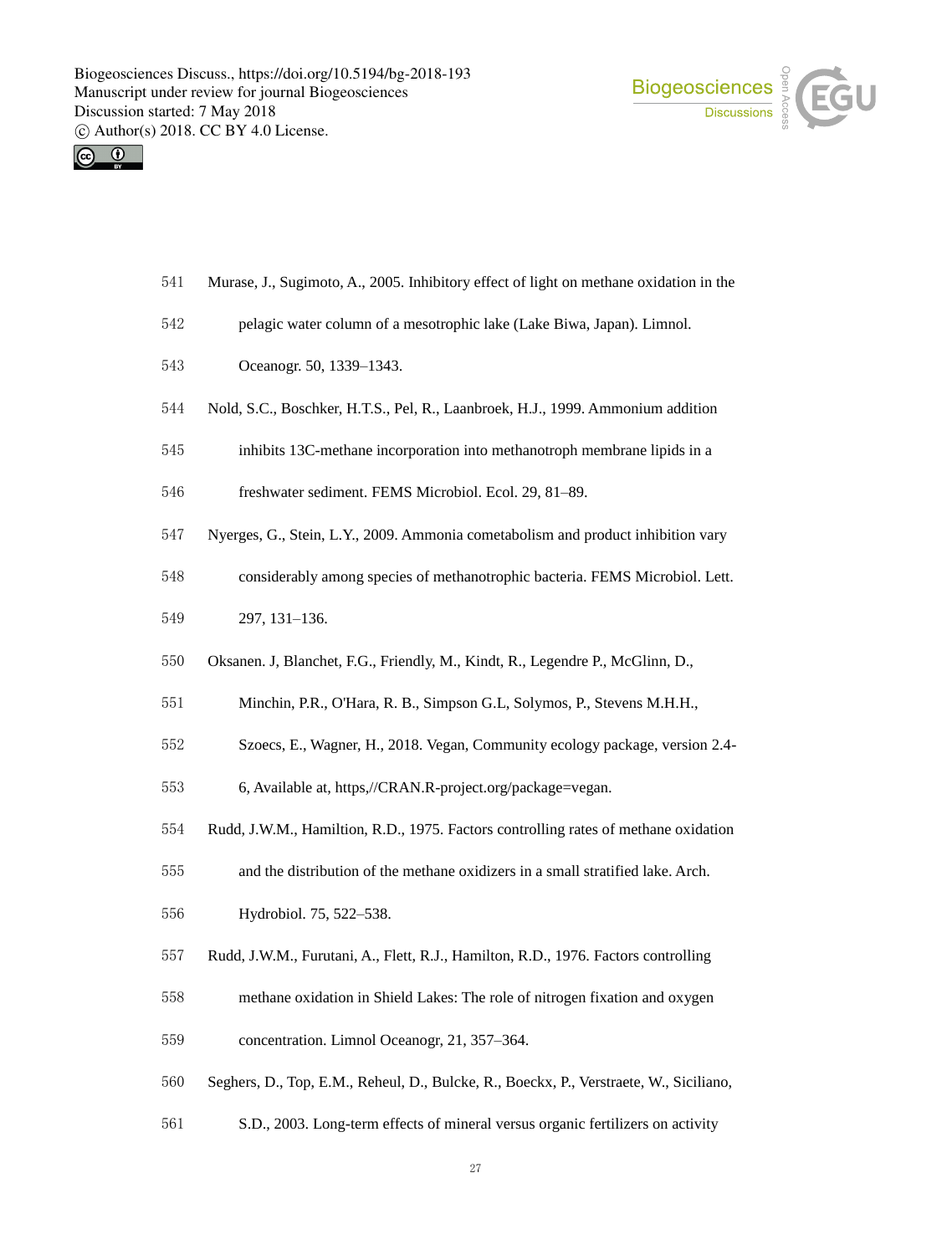Murase, J., Sugimoto, A., 2005. Inhibitory effect of light on methane oxidation in the pelagic water column of a mesotrophic lake (Lake Biwa, Japan). Limnol. Oceanogr. 50, 1339–1343.

Nold, S.C., Boschker, H.T.S., Pel, R., Laanbroek, H.J., 1999. Ammonium addition inhibits 13C-methane incorporation into methanotroph membrane lipids in a freshwater sediment. FEMS Microbiol. Ecol. 29, 81–89.

Nyerges, G., Stein, L.Y., 2009. Ammonia cometabolism and product inhibition vary considerably among species of methanotrophic bacteria. FEMS Microbiol. Lett. 297, 131–136.

Oksanen. J, Blanchet, F.G., Friendly, M., Kindt, R., Legendre P., McGlinn, D., Minchin, P.R., O'Hara, R. B., Simpson G.L, Solymos, P., Stevens M.H.H., Szoecs, E., Wagner, H., 2018. Vegan, Community ecology package, version 2.4-6, Available at, https,//CRAN.R-project.org/package=vegan.

Rudd, J.W.M., Hamiltion, R.D., 1975. Factors controlling rates of methane oxidation and the distribution of the methane oxidizers in a small stratified lake. Arch. Hydrobiol. 75, 522–538.

Rudd, J.W.M., Furutani, A., Flett, R.J., Hamilton, R.D., 1976. Factors controlling methane oxidation in Shield Lakes: The role of nitrogen fixation and oxygen concentration. Limnol Oceanogr, 21, 357–364.

Seghers, D., Top, E.M., Reheul, D., Bulcke, R., Boeckx, P., Verstraete, W., Siciliano, S.D., 2003. Long-term effects of mineral versus organic fertilizers on activity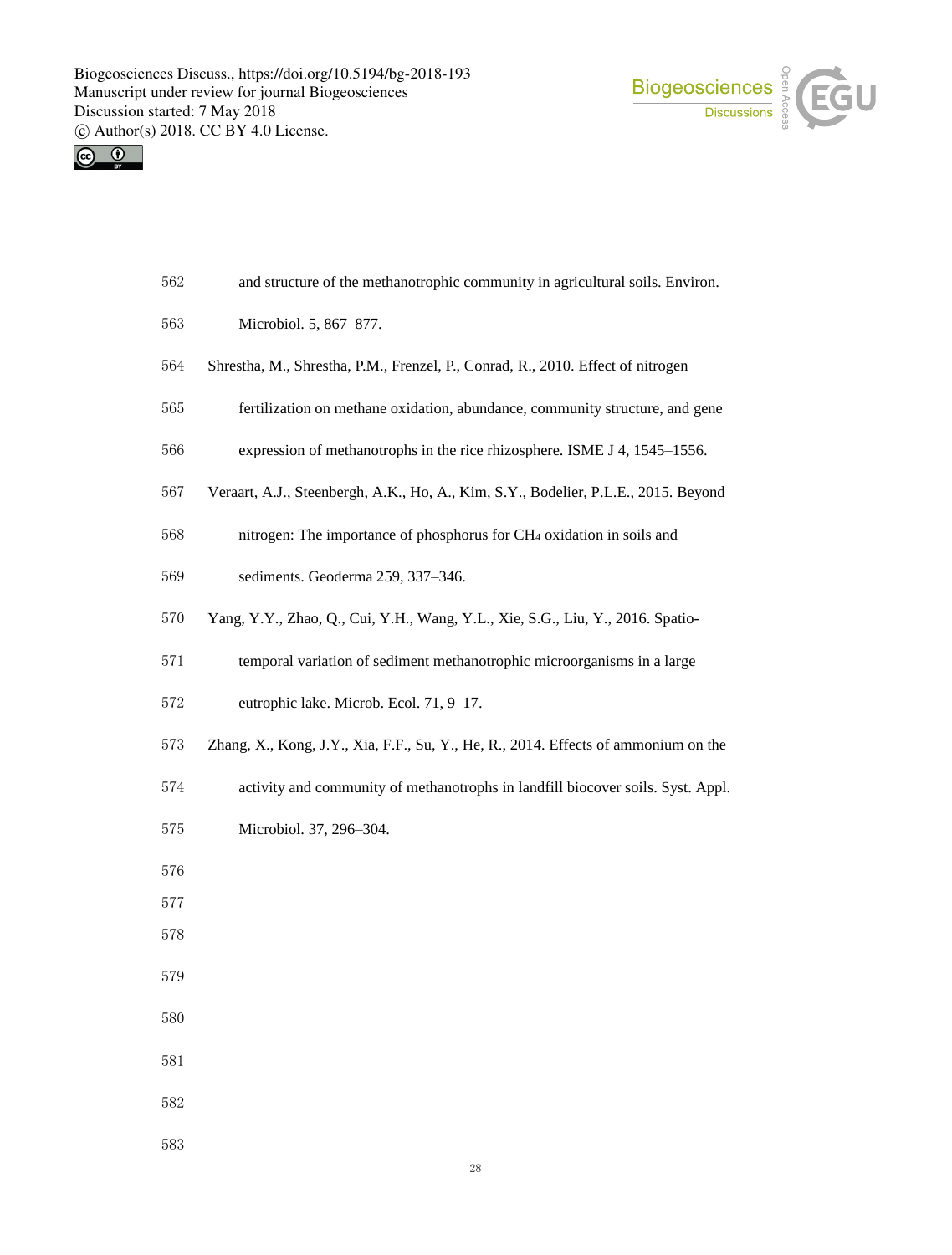and structure of the methanotrophic community in agricultural soils. Environ. Microbiol. 5, 867–877.

Shrestha, M., Shrestha, P.M., Frenzel, P., Conrad, R., 2010. Effect of nitrogen fertilization on methane oxidation, abundance, community structure, and gene expression of methanotrophs in the rice rhizosphere. ISME J 4, 1545–1556.

Veraart, A.J., Steenbergh, A.K., Ho, A., Kim, S.Y., Bodelier, P.L.E., 2015. Beyond nitrogen: The importance of phosphorus for $CH_4$ oxidation in soils and sediments. Geoderma 259, 337–346.

Yang, Y.Y., Zhao, Q., Cui, Y.H., Wang, Y.L., Xie, S.G., Liu, Y., 2016. Spatio-temporal variation of sediment methanotrophic microorganisms in a large eutrophic lake. Microb. Ecol. 71, 9–17.

Zhang, X., Kong, J.Y., Xia, F.F., Su, Y., He, R., 2014. Effects of ammonium on the activity and community of methanotrophs in landfill biocover soils. Syst. Appl. Microbiol. 37, 296–304.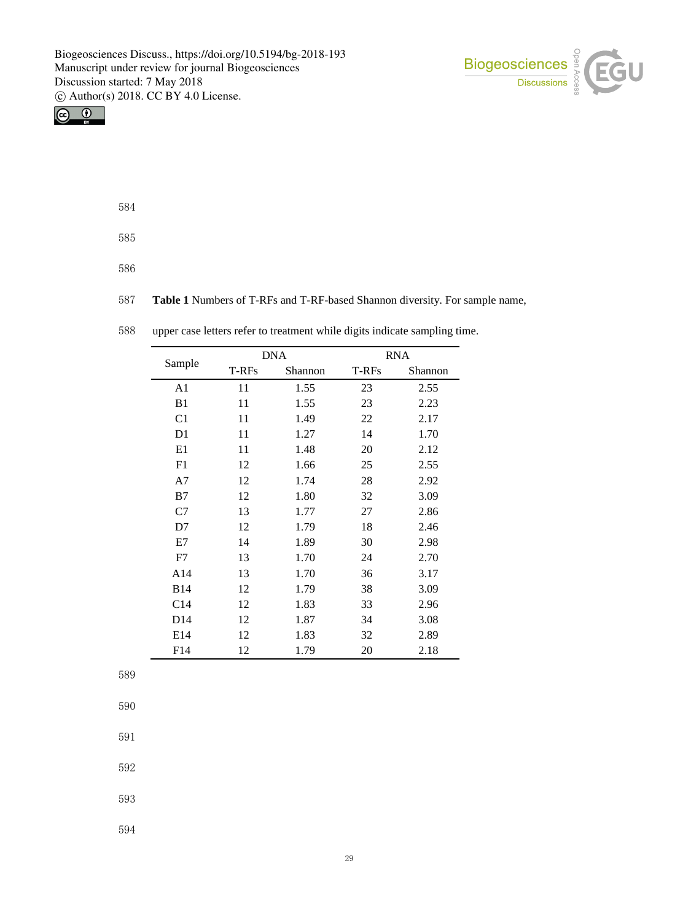**Table 1** Numbers of T-RFs and T-RF-based Shannon diversity. For sample name, upper case letters refer to treatment while digits indicate sampling time.

| Sample | DNA | | RNA | |
|---|---|---|---|---|
| | T-RFs | Shannon | T-RFs | Shannon |
| A1 | 11 | 1.55 | 23 | 2.55 |
| B1 | 11 | 1.55 | 23 | 2.23 |
| C1 | 11 | 1.49 | 22 | 2.17 |
| D1 | 11 | 1.27 | 14 | 1.70 |
| E1 | 11 | 1.48 | 20 | 2.12 |
| F1 | 12 | 1.66 | 25 | 2.55 |
| A7 | 12 | 1.74 | 28 | 2.92 |
| B7 | 12 | 1.80 | 32 | 3.09 |
| C7 | 13 | 1.77 | 27 | 2.86 |
| D7 | 12 | 1.79 | 18 | 2.46 |
| E7 | 14 | 1.89 | 30 | 2.98 |
| F7 | 13 | 1.70 | 24 | 2.70 |
| A14 | 13 | 1.70 | 36 | 3.17 |
| B14 | 12 | 1.79 | 38 | 3.09 |
| C14 | 12 | 1.83 | 33 | 2.96 |
| D14 | 12 | 1.87 | 34 | 3.08 |
| E14 | 12 | 1.83 | 32 | 2.89 |
| F14 | 12 | 1.79 | 20 | 2.18 |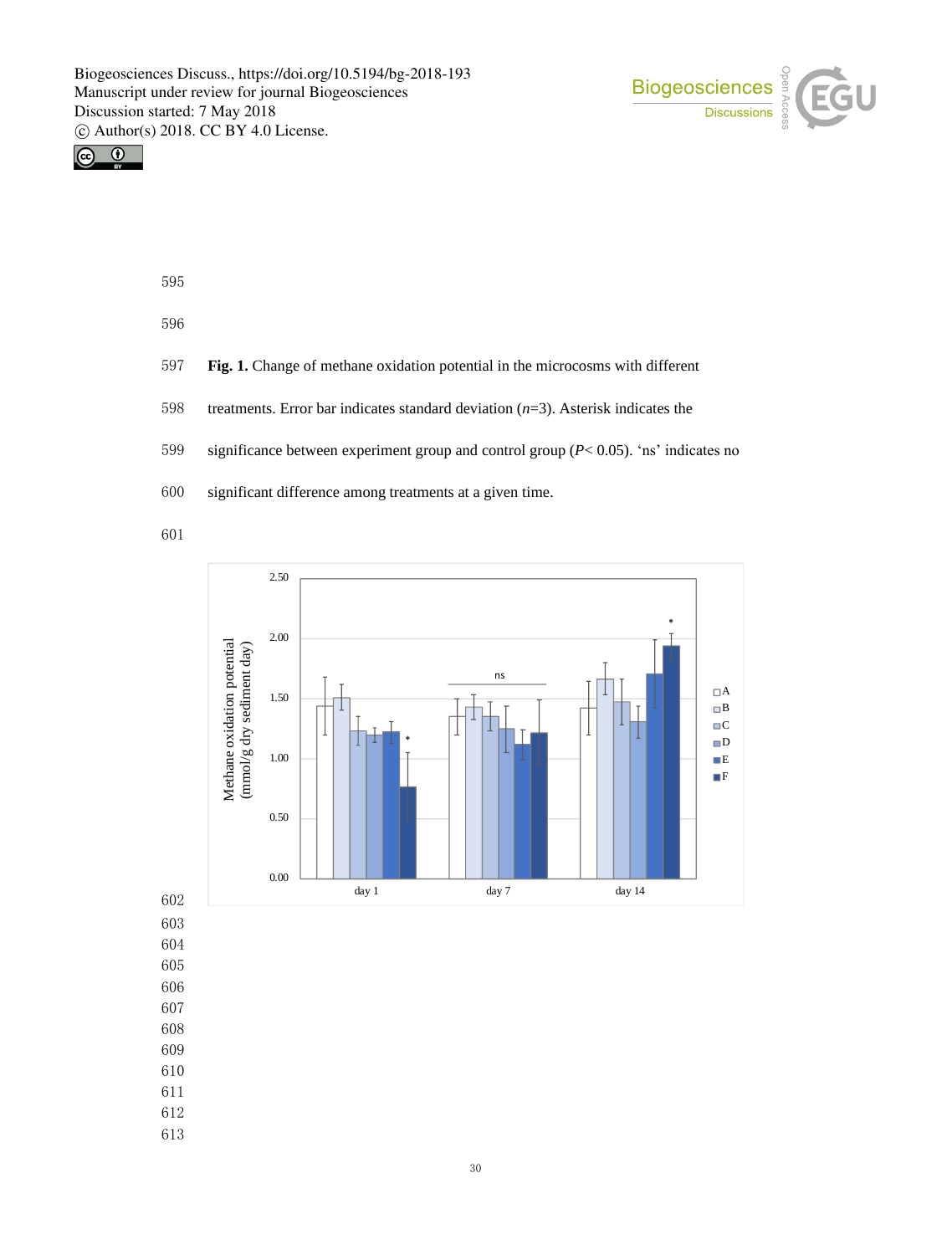**Fig. 1.** Change of methane oxidation potential in the microcosms with different treatments. Error bar indicates standard deviation ($n$=3). Asterisk indicates the significance between experiment group and control group ($P$< 0.05). 'ns' indicates no significant difference among treatments at a given time.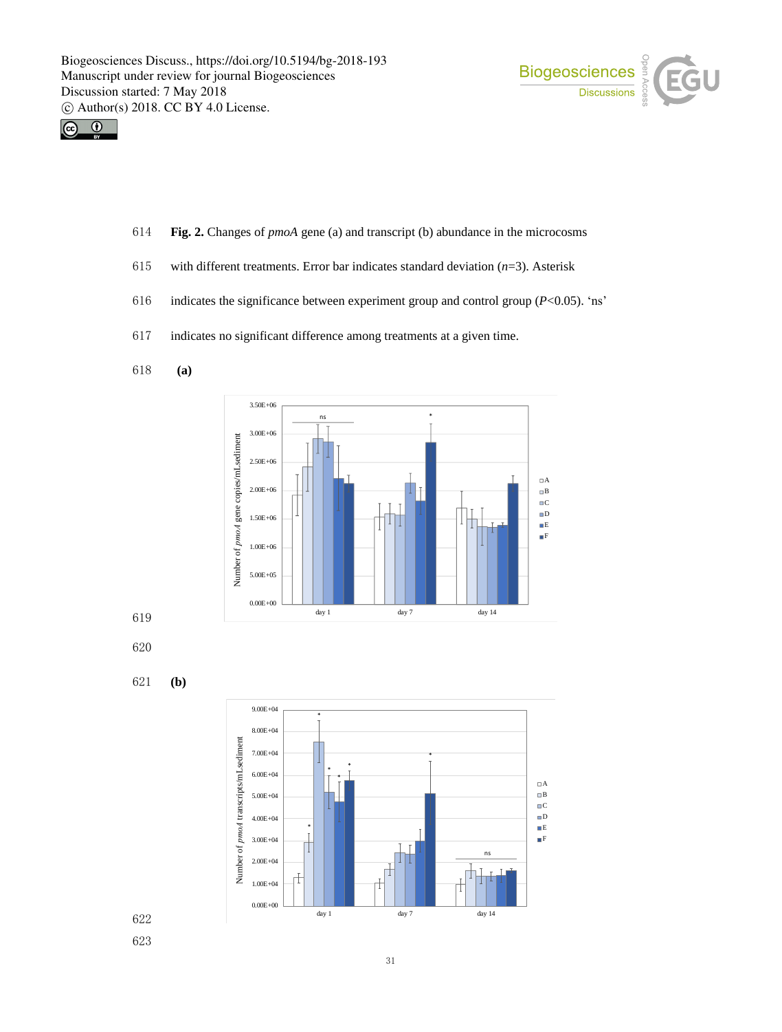**Fig. 2.** Changes of *pmoA* gene (a) and transcript (b) abundance in the microcosms with different treatments. Error bar indicates standard deviation ($n$=3). Asterisk indicates the significance between experiment group and control group ($P$<0.05). 'ns' indicates no significant difference among treatments at a given time.

**(a)**

**(b)**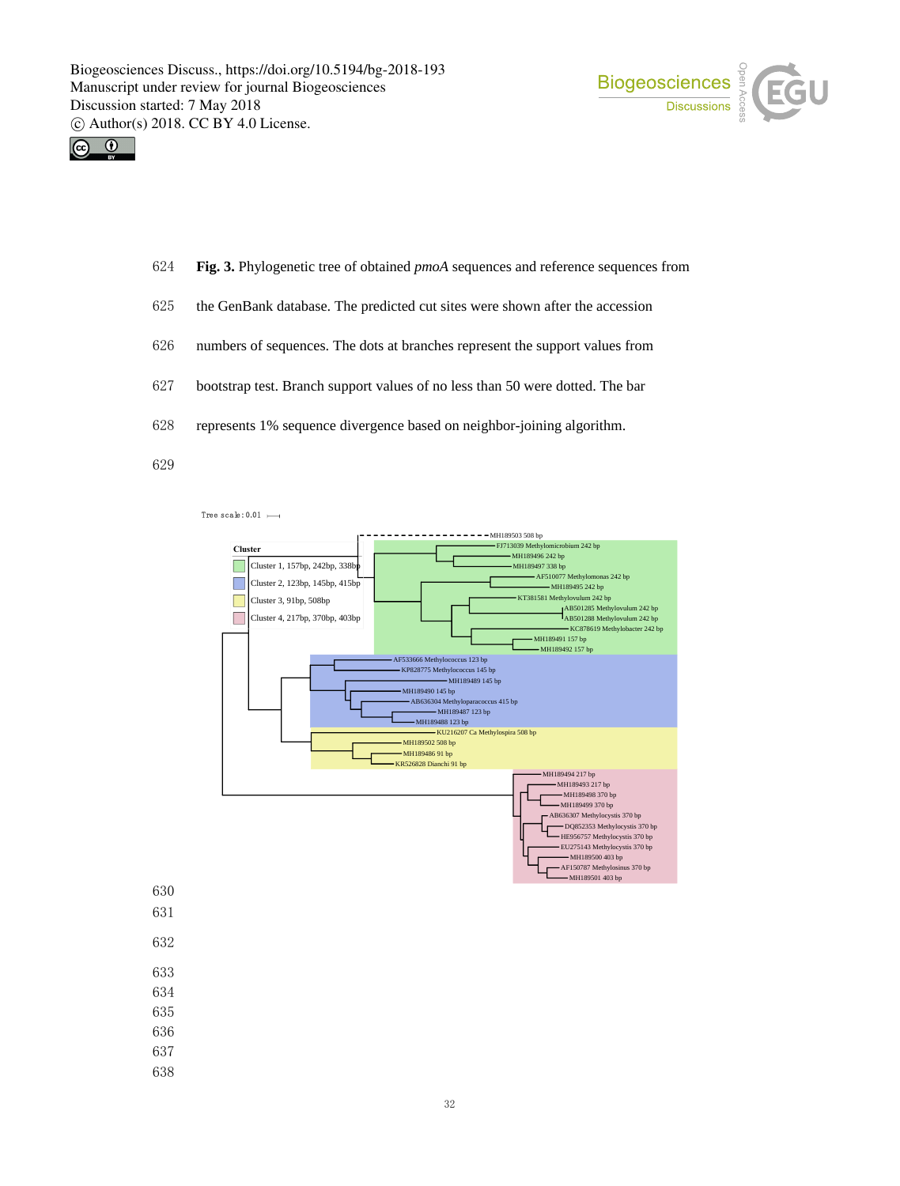**Fig. 3.** Phylogenetic tree of obtained *pmoA* sequences and reference sequences from the GenBank database. The predicted cut sites were shown after the accession numbers of sequences. The dots at branches represent the support values from bootstrap test. Branch support values of no less than 50 were dotted. The bar represents 1% sequence divergence based on neighbor-joining algorithm.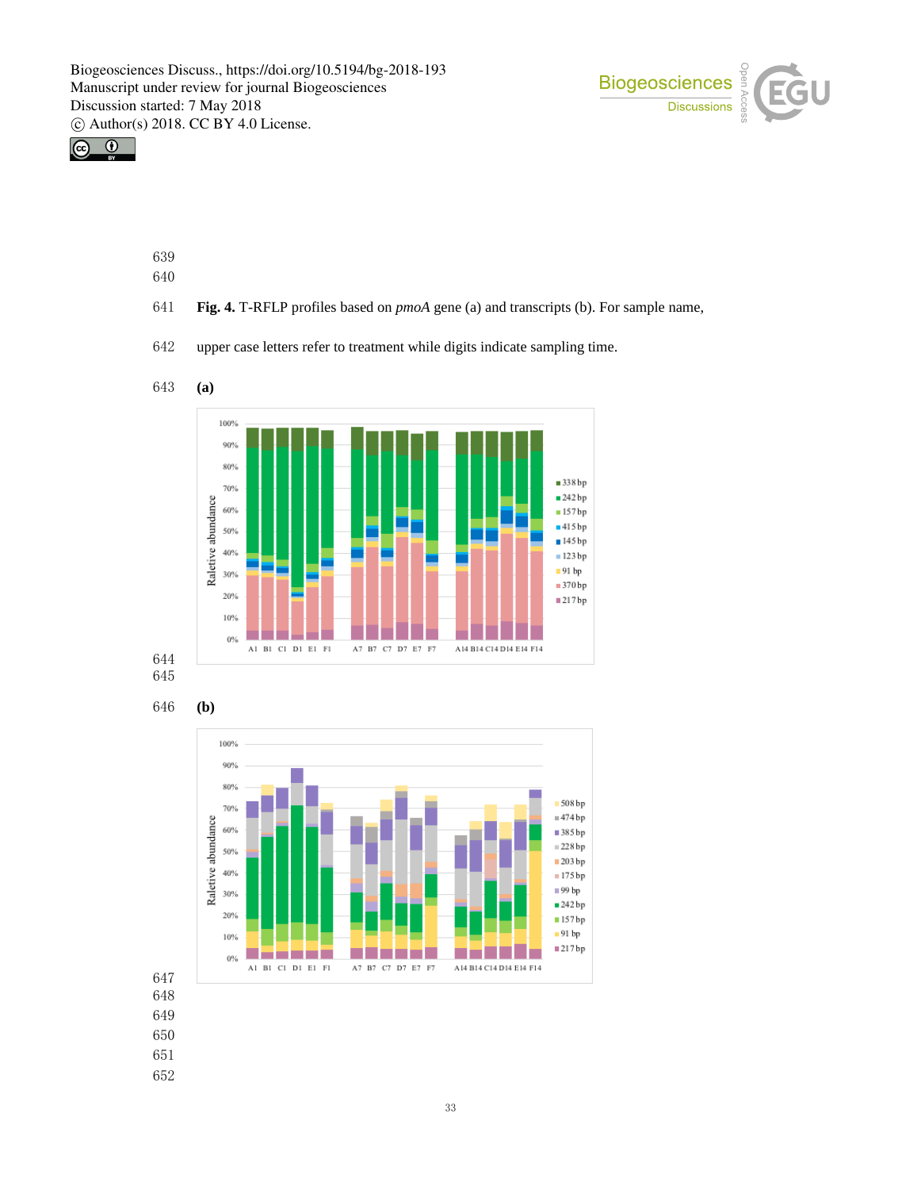**Fig. 4.** T-RFLP profiles based on *pmoA* gene (a) and transcripts (b). For sample name, upper case letters refer to treatment while digits indicate sampling time.

**(a)**

**(b)**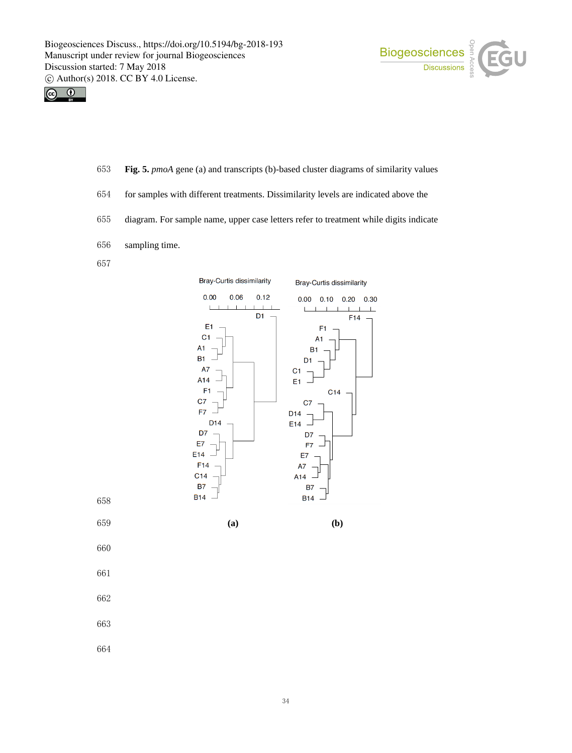**Fig. 5.** *pmoA* gene (a) and transcripts (b)-based cluster diagrams of similarity values for samples with different treatments. Dissimilarity levels are indicated above the diagram. For sample name, upper case letters refer to treatment while digits indicate sampling time.

Bray-Curtis dissimilarity

0.00 0.06 0.12

D1
E1
C1
A1
B1
A7
A14
F1
C7
F7
D14
D7
E7
E14
F14
C14
B7
B14

Bray-Curtis dissimilarity

0.00 0.10 0.20 0.30

F14
F1
A1
B1
D1
C1
E1
C14
C7
D14
E14
D7
F7
E7
A7
A14
B7
B14

**(a)** **(b)**